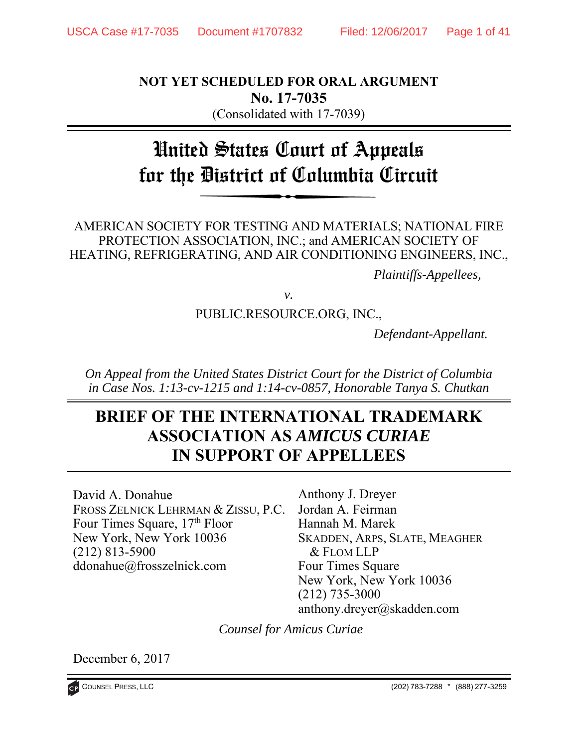**NOT YET SCHEDULED FOR ORAL ARGUMENT**
**No. 17-7035**
(Consolidated with 17-7039)

# United States Court of Appeals for the District of Columbia Circuit

AMERICAN SOCIETY FOR TESTING AND MATERIALS; NATIONAL FIRE PROTECTION ASSOCIATION, INC.; and AMERICAN SOCIETY OF HEATING, REFRIGERATING, AND AIR CONDITIONING ENGINEERS, INC.,

*Plaintiffs-Appellees,*

*v.*

PUBLIC.RESOURCE.ORG, INC.,

*Defendant-Appellant.*

*On Appeal from the United States District Court for the District of Columbia in Case Nos. 1:13-cv-1215 and 1:14-cv-0857, Honorable Tanya S. Chutkan*

## BRIEF OF THE INTERNATIONAL TRADEMARK ASSOCIATION AS *AMICUS CURIAE* IN SUPPORT OF APPELLEES

David A. Donahue
FROSS ZELNICK LEHRMAN & ZISSU, P.C.
Four Times Square, 17th Floor
New York, New York 10036
(212) 813-5900
ddonahue@frosszelnick.com

Anthony J. Dreyer
Jordan A. Feirman
Hannah M. Marek
SKADDEN, ARPS, SLATE, MEAGHER & FLOM LLP
Four Times Square
New York, New York 10036
(212) 735-3000
anthony.dreyer@skadden.com

*Counsel for Amicus Curiae*

December 6, 2017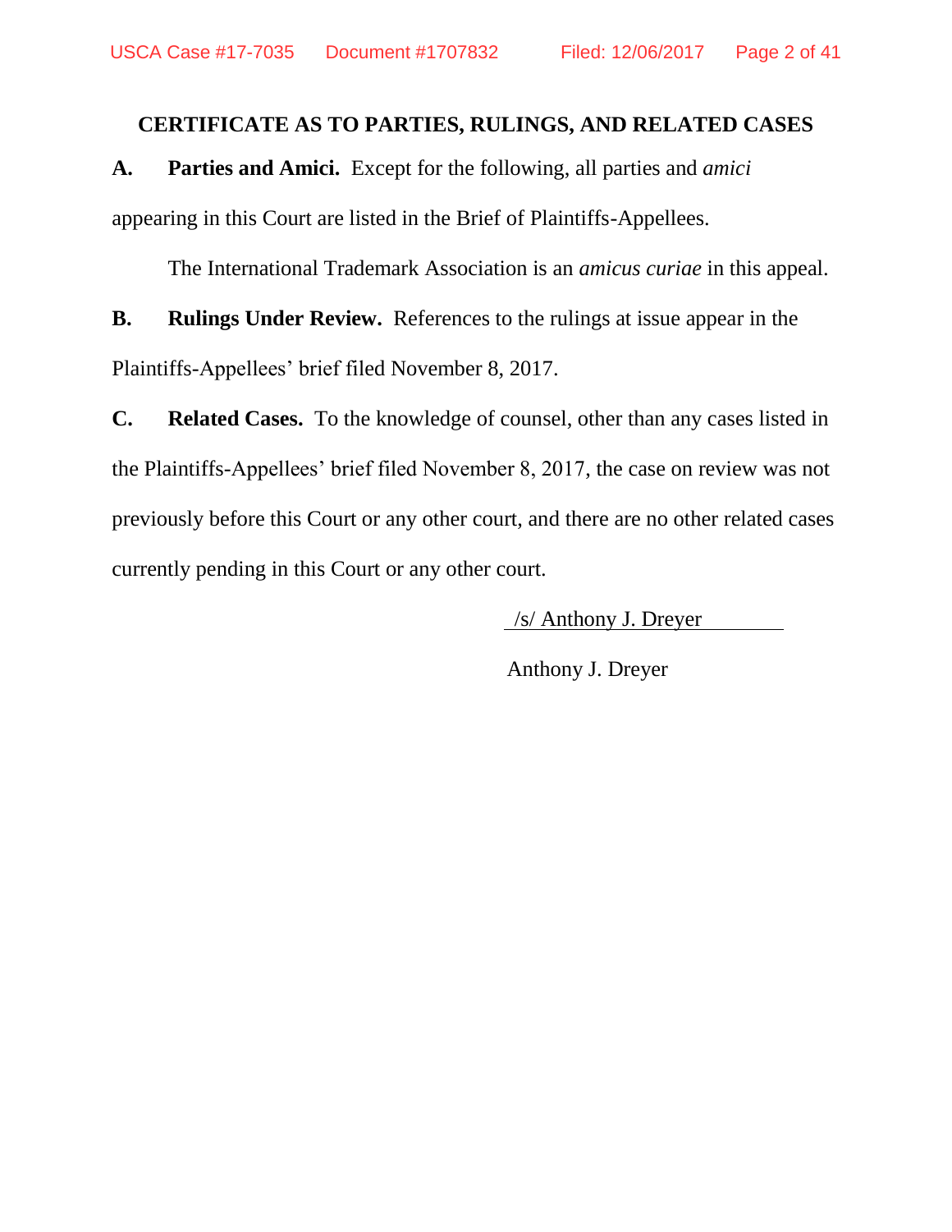## CERTIFICATE AS TO PARTIES, RULINGS, AND RELATED CASES

**A. Parties and Amici.** Except for the following, all parties and *amici* appearing in this Court are listed in the Brief of Plaintiffs-Appellees.

The International Trademark Association is an *amicus curiae* in this appeal.

**B. Rulings Under Review.** References to the rulings at issue appear in the Plaintiffs-Appellees' brief filed November 8, 2017.

**C. Related Cases.** To the knowledge of counsel, other than any cases listed in the Plaintiffs-Appellees' brief filed November 8, 2017, the case on review was not previously before this Court or any other court, and there are no other related cases currently pending in this Court or any other court.

/s/ Anthony J. Dreyer

Anthony J. Dreyer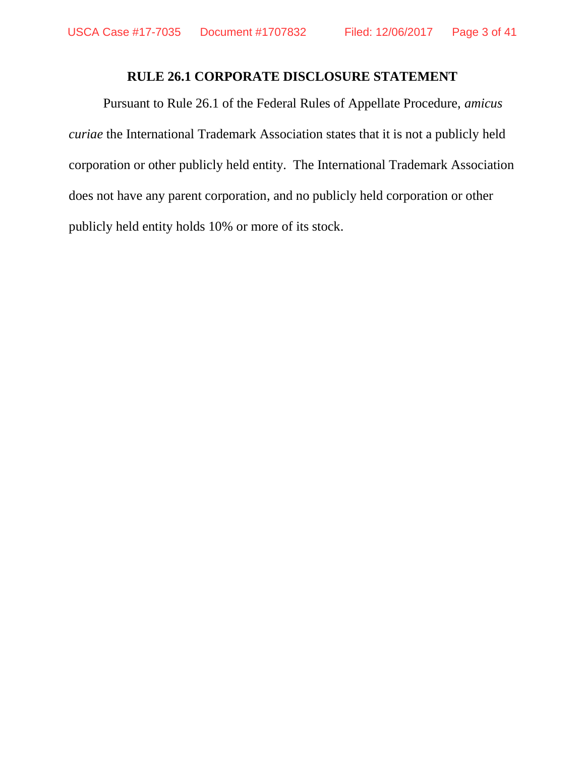## RULE 26.1 CORPORATE DISCLOSURE STATEMENT

Pursuant to Rule 26.1 of the Federal Rules of Appellate Procedure, *amicus curiae* the International Trademark Association states that it is not a publicly held corporation or other publicly held entity. The International Trademark Association does not have any parent corporation, and no publicly held corporation or other publicly held entity holds 10% or more of its stock.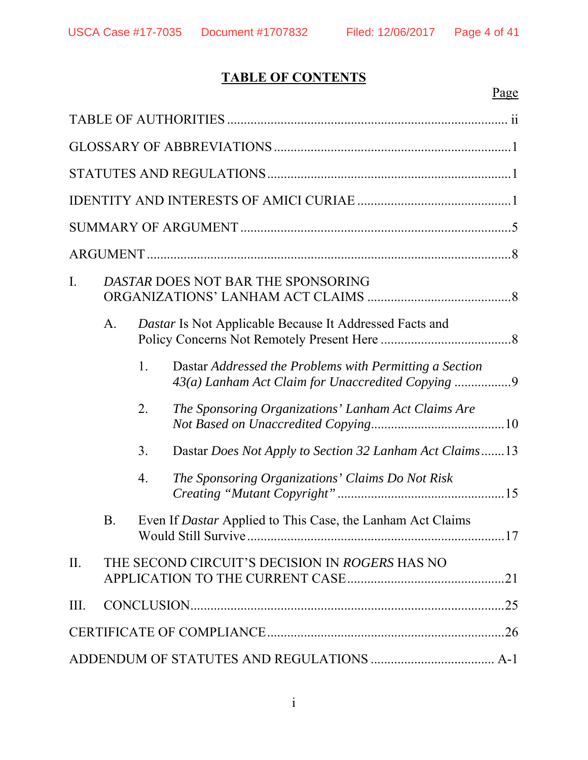# TABLE OF CONTENTS

| | Page |
|---|---|
| TABLE OF AUTHORITIES | ii |
| GLOSSARY OF ABBREVIATIONS | 1 |
| STATUTES AND REGULATIONS | 1 |
| IDENTITY AND INTERESTS OF AMICI CURIAE | 1 |
| SUMMARY OF ARGUMENT | 5 |
| ARGUMENT | 8 |
| I. *DASTAR* DOES NOT BAR THE SPONSORING ORGANIZATIONS' LANHAM ACT CLAIMS | 8 |
| A. *Dastar* Is Not Applicable Because It Addressed Facts and Policy Concerns Not Remotely Present Here | 8 |
| 1. Dastar *Addressed the Problems with Permitting a Section 43(a) Lanham Act Claim for Unaccredited Copying* | 9 |
| 2. *The Sponsoring Organizations' Lanham Act Claims Are Not Based on Unaccredited Copying* | 10 |
| 3. Dastar *Does Not Apply to Section 32 Lanham Act Claims* | 13 |
| 4. *The Sponsoring Organizations' Claims Do Not Risk Creating "Mutant Copyright"* | 15 |
| B. Even If *Dastar* Applied to This Case, the Lanham Act Claims Would Still Survive | 17 |
| II. THE SECOND CIRCUIT'S DECISION IN *ROGERS* HAS NO APPLICATION TO THE CURRENT CASE | 21 |
| III. CONCLUSION | 25 |
| CERTIFICATE OF COMPLIANCE | 26 |
| ADDENDUM OF STATUTES AND REGULATIONS | A-1 |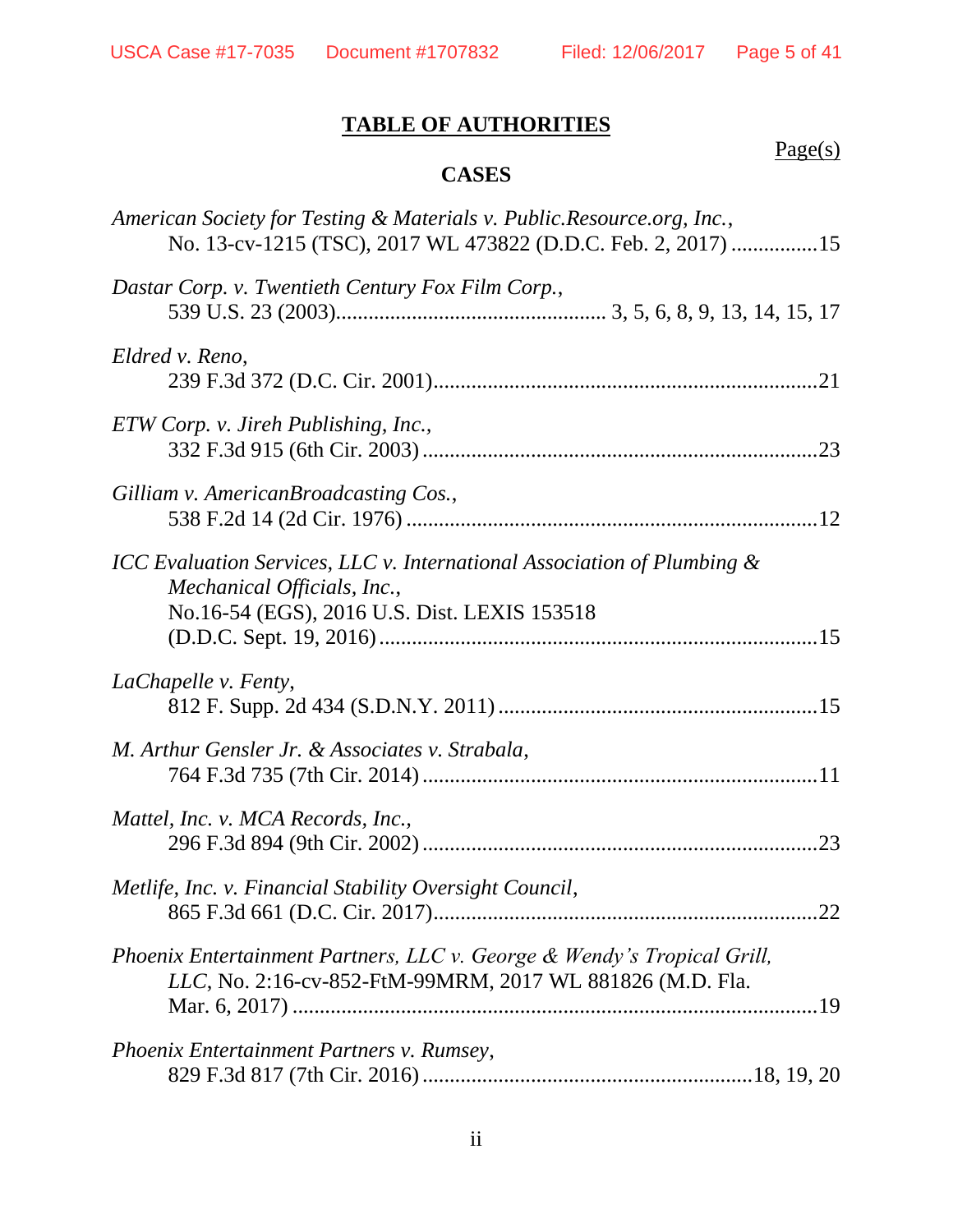# TABLE OF AUTHORITIES

Page(s)

## CASES

*American Society for Testing & Materials v. Public.Resource.org, Inc.*, No. 13-cv-1215 (TSC), 2017 WL 473822 (D.D.C. Feb. 2, 2017) ................15

*Dastar Corp. v. Twentieth Century Fox Film Corp.*, 539 U.S. 23 (2003)................................................. 3, 5, 6, 8, 9, 13, 14, 15, 17

*Eldred v. Reno*, 239 F.3d 372 (D.C. Cir. 2001)......................................................................21

*ETW Corp. v. Jireh Publishing, Inc.*, 332 F.3d 915 (6th Cir. 2003) ........................................................................23

*Gilliam v. AmericanBroadcasting Cos.*, 538 F.2d 14 (2d Cir. 1976) ..........................................................................12

*ICC Evaluation Services, LLC v. International Association of Plumbing & Mechanical Officials, Inc.*, No.16-54 (EGS), 2016 U.S. Dist. LEXIS 153518 (D.D.C. Sept. 19, 2016) .................................................................................15

*LaChapelle v. Fenty*, 812 F. Supp. 2d 434 (S.D.N.Y. 2011) ..........................................................15

*M. Arthur Gensler Jr. & Associates v. Strabala*, 764 F.3d 735 (7th Cir. 2014) ........................................................................11

*Mattel, Inc. v. MCA Records, Inc.*, 296 F.3d 894 (9th Cir. 2002) ........................................................................23

*Metlife, Inc. v. Financial Stability Oversight Council*, 865 F.3d 661 (D.C. Cir. 2017)......................................................................22

*Phoenix Entertainment Partners, LLC v. George & Wendy's Tropical Grill, LLC*, No. 2:16-cv-852-FtM-99MRM, 2017 WL 881826 (M.D. Fla. Mar. 6, 2017) .................................................................................19

*Phoenix Entertainment Partners v. Rumsey*, 829 F.3d 817 (7th Cir. 2016) ...........................................................18, 19, 20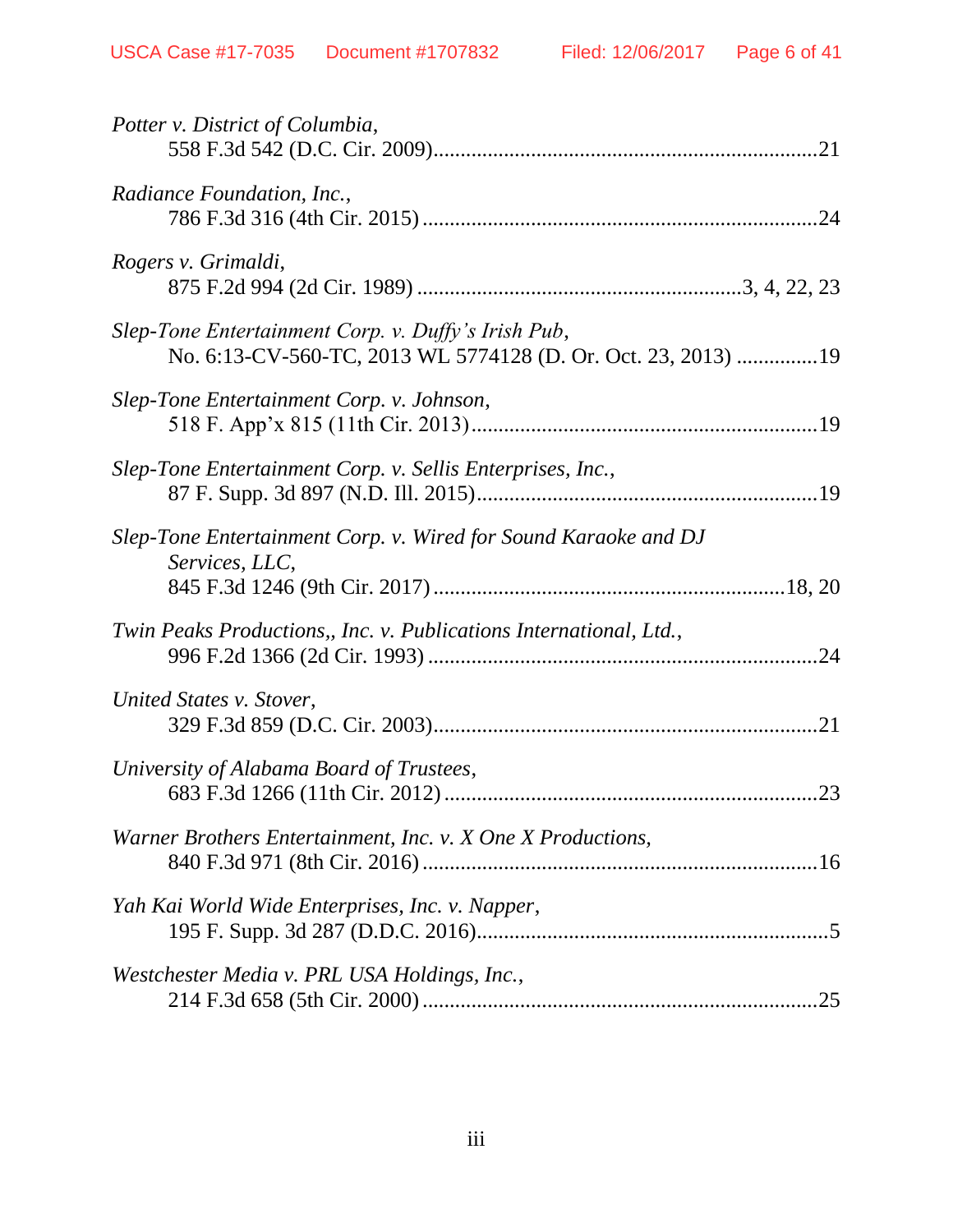*Potter v. District of Columbia*,
558 F.3d 542 (D.C. Cir. 2009)......................................................................21

*Radiance Foundation, Inc.*,
786 F.3d 316 (4th Cir. 2015) ........................................................................24

*Rogers v. Grimaldi*,
875 F.2d 994 (2d Cir. 1989) ..........................................................3, 4, 22, 23

*Slep-Tone Entertainment Corp. v. Duffy's Irish Pub*,
No. 6:13-CV-560-TC, 2013 WL 5774128 (D. Or. Oct. 23, 2013) ..............19

*Slep-Tone Entertainment Corp. v. Johnson*,
518 F. App'x 815 (11th Cir. 2013)...............................................................19

*Slep-Tone Entertainment Corp. v. Sellis Enterprises, Inc.*,
87 F. Supp. 3d 897 (N.D. Ill. 2015)..............................................................19

*Slep-Tone Entertainment Corp. v. Wired for Sound Karaoke and DJ Services, LLC*,
845 F.3d 1246 (9th Cir. 2017) ................................................................18, 20

*Twin Peaks Productions,, Inc. v. Publications International, Ltd.*,
996 F.2d 1366 (2d Cir. 1993) .......................................................................24

*United States v. Stover*,
329 F.3d 859 (D.C. Cir. 2003)......................................................................21

*University of Alabama Board of Trustees*,
683 F.3d 1266 (11th Cir. 2012) ....................................................................23

*Warner Brothers Entertainment, Inc. v. X One X Productions*,
840 F.3d 971 (8th Cir. 2016) ........................................................................16

*Yah Kai World Wide Enterprises, Inc. v. Napper*,
195 F. Supp. 3d 287 (D.D.C. 2016)................................................................5

*Westchester Media v. PRL USA Holdings, Inc.*,
214 F.3d 658 (5th Cir. 2000) ........................................................................25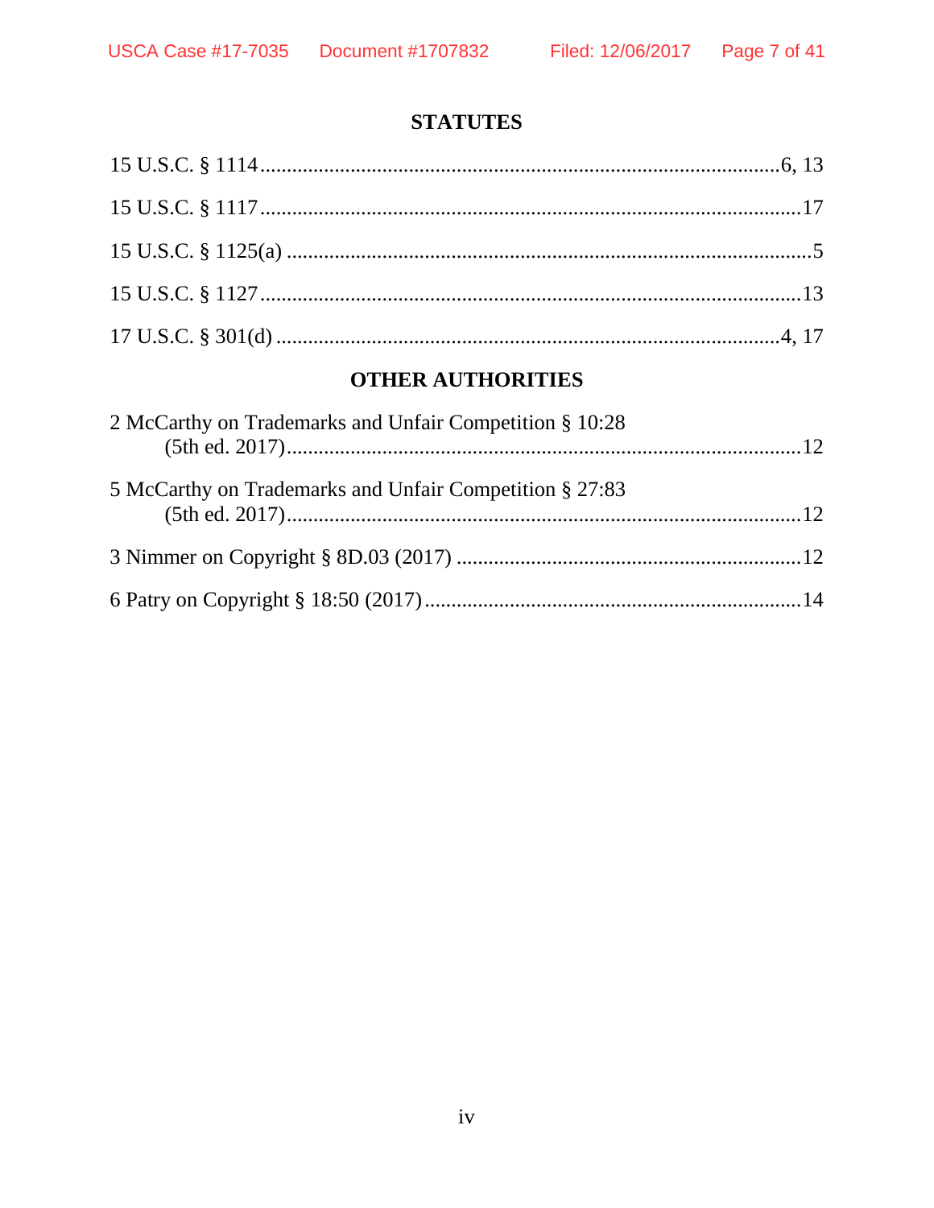## STATUTES

15 U.S.C. § 1114 ............................................................................................ 6, 13

15 U.S.C. § 1117 ............................................................................................ 17

15 U.S.C. § 1125(a) ........................................................................................ 5

15 U.S.C. § 1127 ............................................................................................ 13

17 U.S.C. § 301(d) ........................................................................................ 4, 17

## OTHER AUTHORITIES

2 McCarthy on Trademarks and Unfair Competition § 10:28 (5th ed. 2017) ........................................................................................ 12

5 McCarthy on Trademarks and Unfair Competition § 27:83 (5th ed. 2017) ........................................................................................ 12

3 Nimmer on Copyright § 8D.03 (2017) ........................................................ 12

6 Patry on Copyright § 18:50 (2017) ............................................................. 14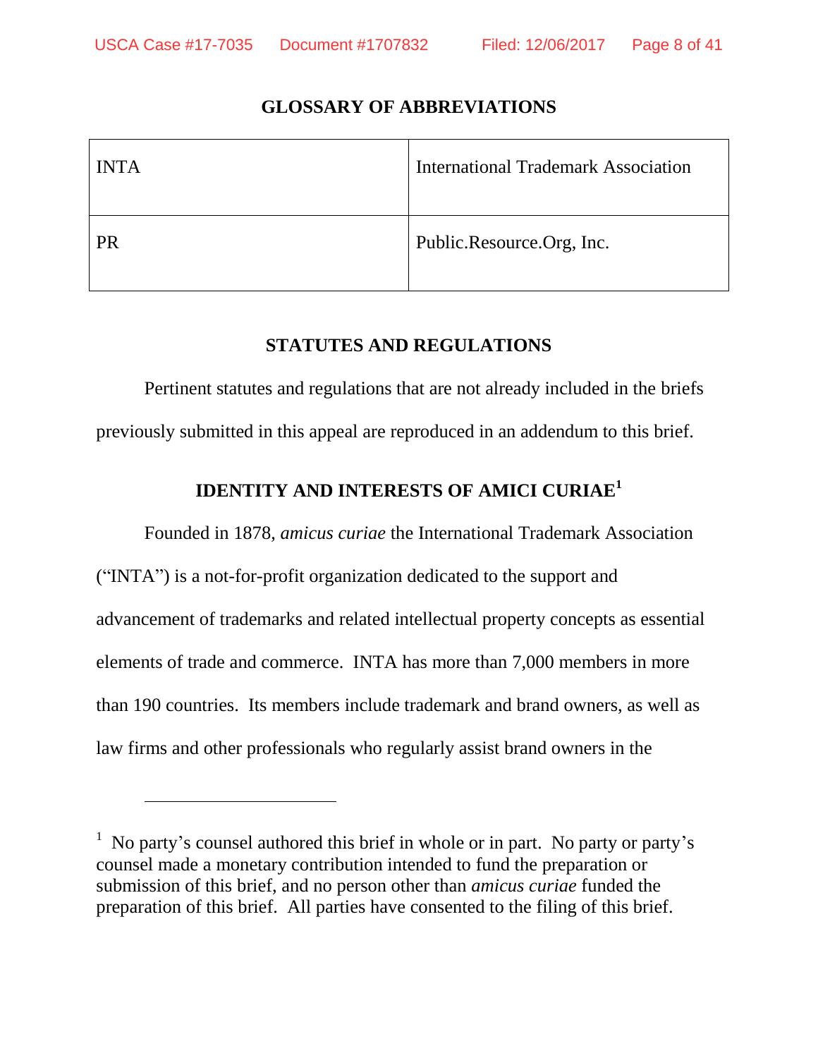## GLOSSARY OF ABBREVIATIONS

| | |
|---|---|
| INTA | International Trademark Association |
| PR | Public.Resource.Org, Inc. |

## STATUTES AND REGULATIONS

Pertinent statutes and regulations that are not already included in the briefs previously submitted in this appeal are reproduced in an addendum to this brief.

## IDENTITY AND INTERESTS OF AMICI CURIAE[1]

Founded in 1878, *amicus curiae* the International Trademark Association ("INTA") is a not-for-profit organization dedicated to the support and advancement of trademarks and related intellectual property concepts as essential elements of trade and commerce. INTA has more than 7,000 members in more than 190 countries. Its members include trademark and brand owners, as well as law firms and other professionals who regularly assist brand owners in the

---

[1] No party's counsel authored this brief in whole or in part. No party or party's counsel made a monetary contribution intended to fund the preparation or submission of this brief, and no person other than *amicus curiae* funded the preparation of this brief. All parties have consented to the filing of this brief.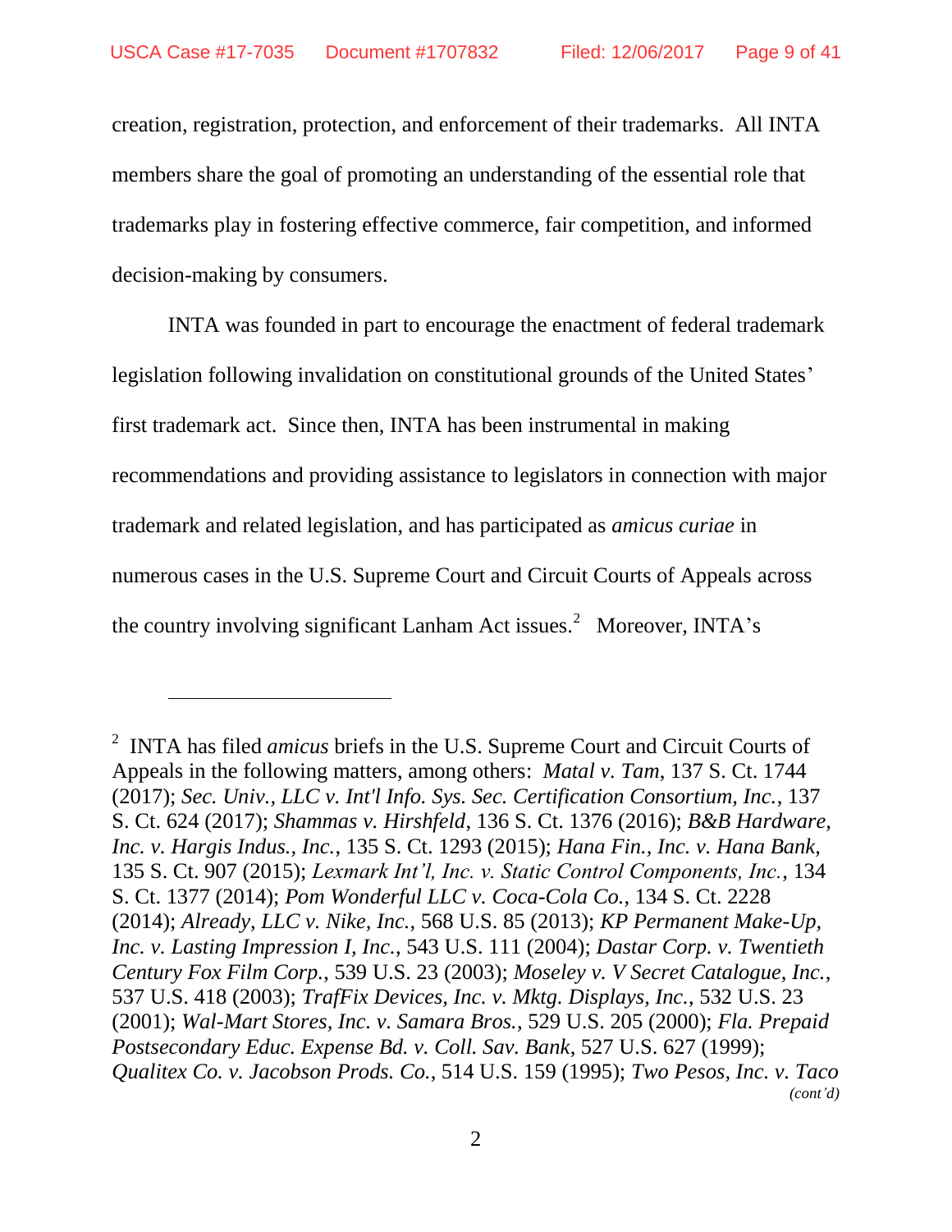creation, registration, protection, and enforcement of their trademarks. All INTA members share the goal of promoting an understanding of the essential role that trademarks play in fostering effective commerce, fair competition, and informed decision-making by consumers.

INTA was founded in part to encourage the enactment of federal trademark legislation following invalidation on constitutional grounds of the United States' first trademark act. Since then, INTA has been instrumental in making recommendations and providing assistance to legislators in connection with major trademark and related legislation, and has participated as *amicus curiae* in numerous cases in the U.S. Supreme Court and Circuit Courts of Appeals across the country involving significant Lanham Act issues.[2] Moreover, INTA's

---

[2] INTA has filed *amicus* briefs in the U.S. Supreme Court and Circuit Courts of Appeals in the following matters, among others: *Matal v. Tam*, 137 S. Ct. 1744 (2017); *Sec. Univ., LLC v. Int'l Info. Sys. Sec. Certification Consortium, Inc.*, 137 S. Ct. 624 (2017); *Shammas v. Hirshfeld*, 136 S. Ct. 1376 (2016); *B&B Hardware, Inc. v. Hargis Indus., Inc.*, 135 S. Ct. 1293 (2015); *Hana Fin., Inc. v. Hana Bank*, 135 S. Ct. 907 (2015); *Lexmark Int'l, Inc. v. Static Control Components, Inc.*, 134 S. Ct. 1377 (2014); *Pom Wonderful LLC v. Coca-Cola Co.*, 134 S. Ct. 2228 (2014); *Already, LLC v. Nike, Inc.*, 568 U.S. 85 (2013); *KP Permanent Make-Up, Inc. v. Lasting Impression I, Inc.*, 543 U.S. 111 (2004); *Dastar Corp. v. Twentieth Century Fox Film Corp.*, 539 U.S. 23 (2003); *Moseley v. V Secret Catalogue, Inc.*, 537 U.S. 418 (2003); *TrafFix Devices, Inc. v. Mktg. Displays, Inc.*, 532 U.S. 23 (2001); *Wal-Mart Stores, Inc. v. Samara Bros.*, 529 U.S. 205 (2000); *Fla. Prepaid Postsecondary Educ. Expense Bd. v. Coll. Sav. Bank*, 527 U.S. 627 (1999); *Qualitex Co. v. Jacobson Prods. Co.*, 514 U.S. 159 (1995); *Two Pesos, Inc. v. Taco*

*(cont'd)*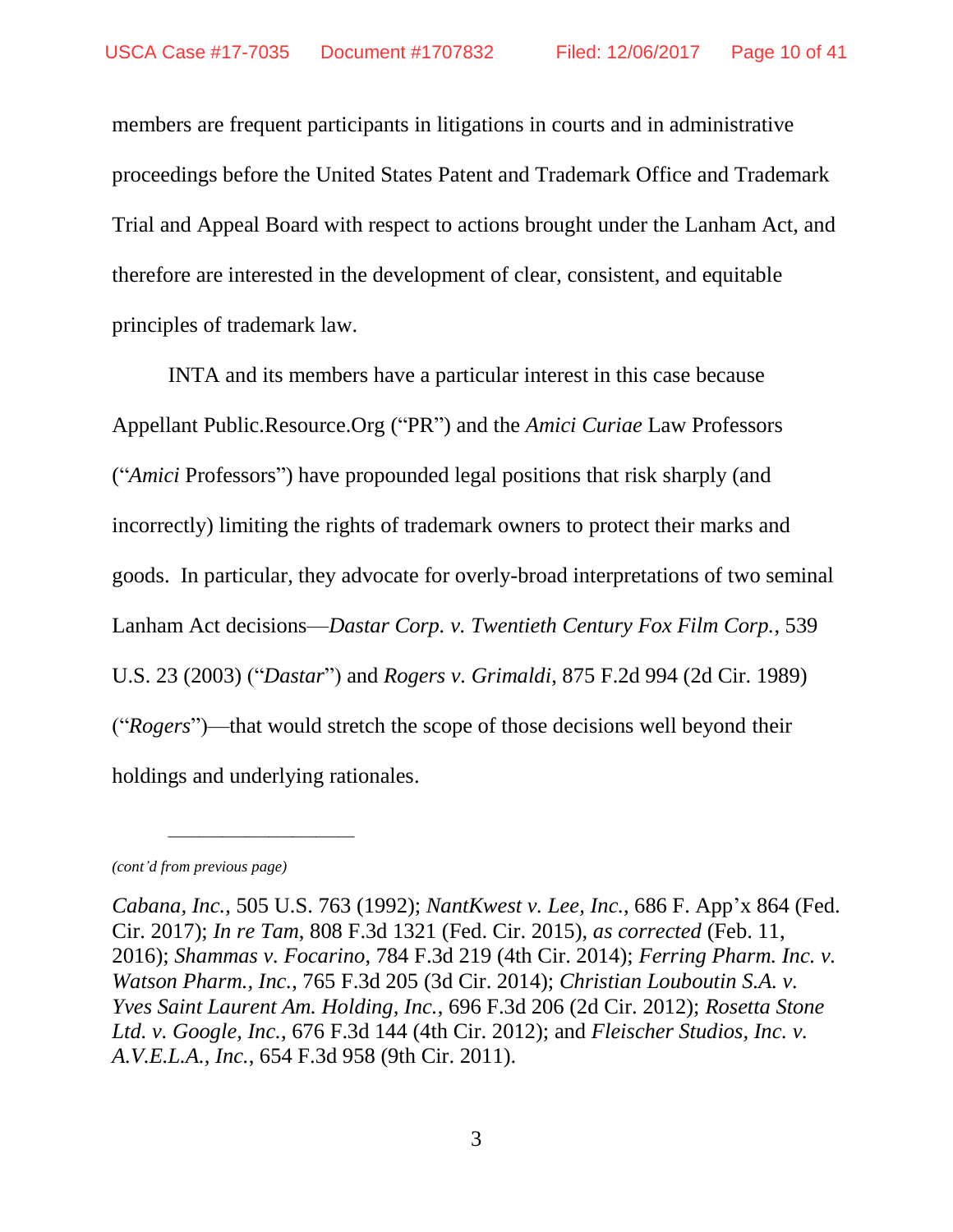members are frequent participants in litigations in courts and in administrative proceedings before the United States Patent and Trademark Office and Trademark Trial and Appeal Board with respect to actions brought under the Lanham Act, and therefore are interested in the development of clear, consistent, and equitable principles of trademark law.

INTA and its members have a particular interest in this case because Appellant Public.Resource.Org ("PR") and the *Amici Curiae* Law Professors ("*Amici* Professors") have propounded legal positions that risk sharply (and incorrectly) limiting the rights of trademark owners to protect their marks and goods. In particular, they advocate for overly-broad interpretations of two seminal Lanham Act decisions—*Dastar Corp. v. Twentieth Century Fox Film Corp.*, 539 U.S. 23 (2003) ("*Dastar*") and *Rogers v. Grimaldi*, 875 F.2d 994 (2d Cir. 1989) ("*Rogers*")—that would stretch the scope of those decisions well beyond their holdings and underlying rationales.

---

*(cont'd from previous page)*

*Cabana, Inc.*, 505 U.S. 763 (1992); *NantKwest v. Lee, Inc.*, 686 F. App'x 864 (Fed. Cir. 2017); *In re Tam*, 808 F.3d 1321 (Fed. Cir. 2015), *as corrected* (Feb. 11, 2016); *Shammas v. Focarino*, 784 F.3d 219 (4th Cir. 2014); *Ferring Pharm. Inc. v. Watson Pharm., Inc.*, 765 F.3d 205 (3d Cir. 2014); *Christian Louboutin S.A. v. Yves Saint Laurent Am. Holding, Inc.*, 696 F.3d 206 (2d Cir. 2012); *Rosetta Stone Ltd. v. Google, Inc.*, 676 F.3d 144 (4th Cir. 2012); and *Fleischer Studios, Inc. v. A.V.E.L.A., Inc.*, 654 F.3d 958 (9th Cir. 2011).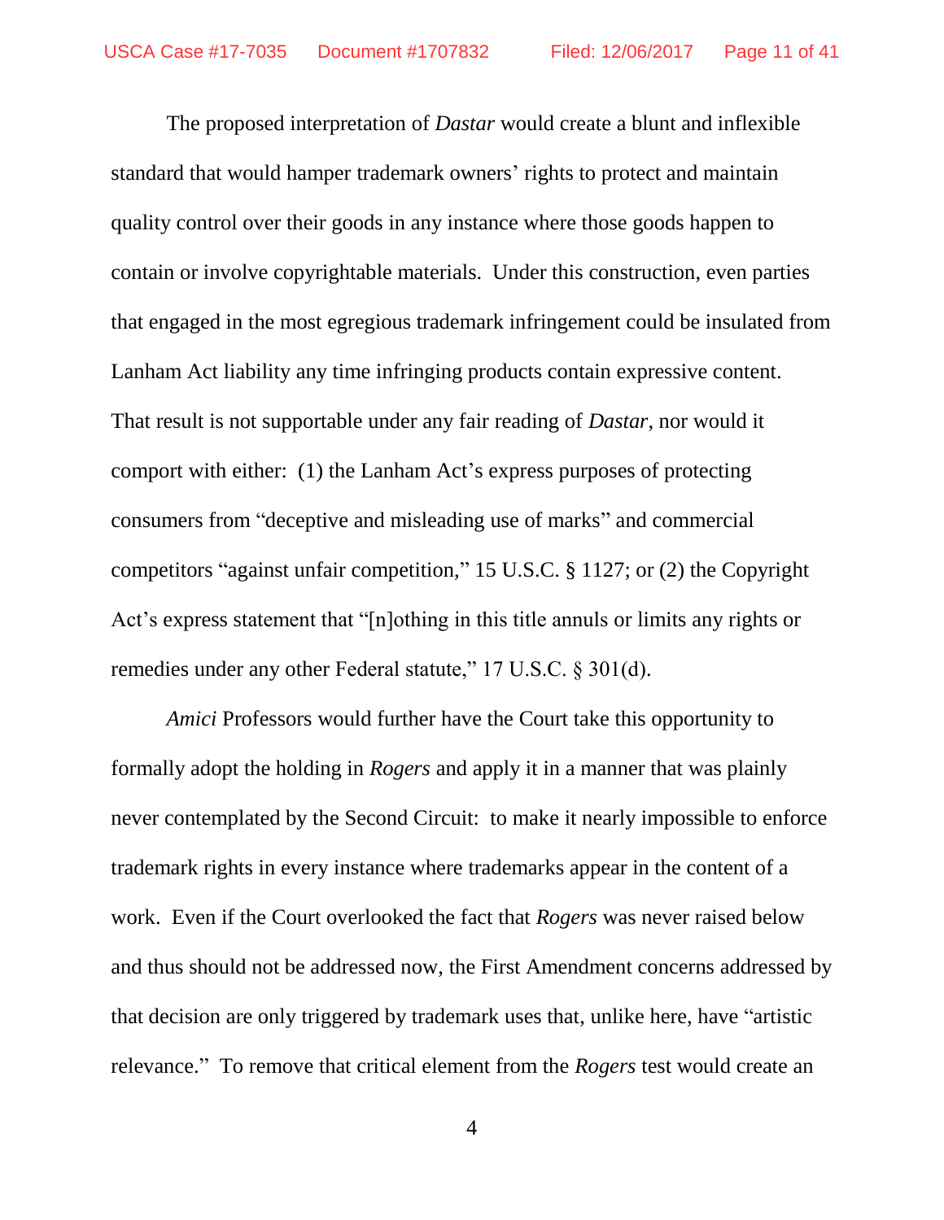The proposed interpretation of *Dastar* would create a blunt and inflexible standard that would hamper trademark owners' rights to protect and maintain quality control over their goods in any instance where those goods happen to contain or involve copyrightable materials. Under this construction, even parties that engaged in the most egregious trademark infringement could be insulated from Lanham Act liability any time infringing products contain expressive content. That result is not supportable under any fair reading of *Dastar*, nor would it comport with either: (1) the Lanham Act's express purposes of protecting consumers from "deceptive and misleading use of marks" and commercial competitors "against unfair competition," 15 U.S.C. § 1127; or (2) the Copyright Act's express statement that "[n]othing in this title annuls or limits any rights or remedies under any other Federal statute," 17 U.S.C. § 301(d).

*Amici* Professors would further have the Court take this opportunity to formally adopt the holding in *Rogers* and apply it in a manner that was plainly never contemplated by the Second Circuit: to make it nearly impossible to enforce trademark rights in every instance where trademarks appear in the content of a work. Even if the Court overlooked the fact that *Rogers* was never raised below and thus should not be addressed now, the First Amendment concerns addressed by that decision are only triggered by trademark uses that, unlike here, have "artistic relevance." To remove that critical element from the *Rogers* test would create an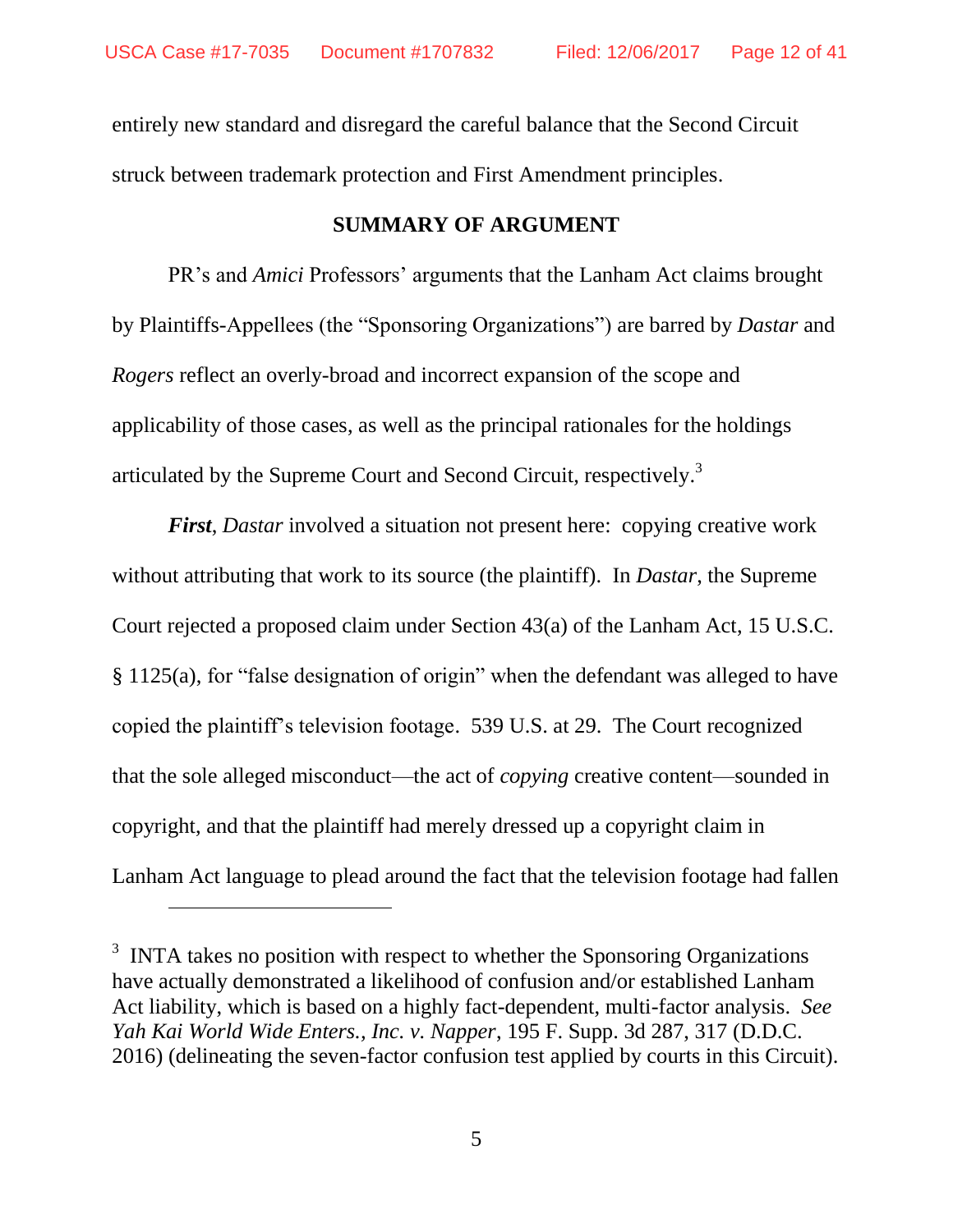entirely new standard and disregard the careful balance that the Second Circuit struck between trademark protection and First Amendment principles.

## SUMMARY OF ARGUMENT

PR's and *Amici* Professors' arguments that the Lanham Act claims brought by Plaintiffs-Appellees (the "Sponsoring Organizations") are barred by *Dastar* and *Rogers* reflect an overly-broad and incorrect expansion of the scope and applicability of those cases, as well as the principal rationales for the holdings articulated by the Supreme Court and Second Circuit, respectively.[3]

***First***, *Dastar* involved a situation not present here: copying creative work without attributing that work to its source (the plaintiff). In *Dastar*, the Supreme Court rejected a proposed claim under Section 43(a) of the Lanham Act, 15 U.S.C. § 1125(a), for "false designation of origin" when the defendant was alleged to have copied the plaintiff's television footage. 539 U.S. at 29. The Court recognized that the sole alleged misconduct—the act of *copying* creative content—sounded in copyright, and that the plaintiff had merely dressed up a copyright claim in Lanham Act language to plead around the fact that the television footage had fallen

---

[3] INTA takes no position with respect to whether the Sponsoring Organizations have actually demonstrated a likelihood of confusion and/or established Lanham Act liability, which is based on a highly fact-dependent, multi-factor analysis. *See Yah Kai World Wide Enters., Inc. v. Napper*, 195 F. Supp. 3d 287, 317 (D.D.C. 2016) (delineating the seven-factor confusion test applied by courts in this Circuit).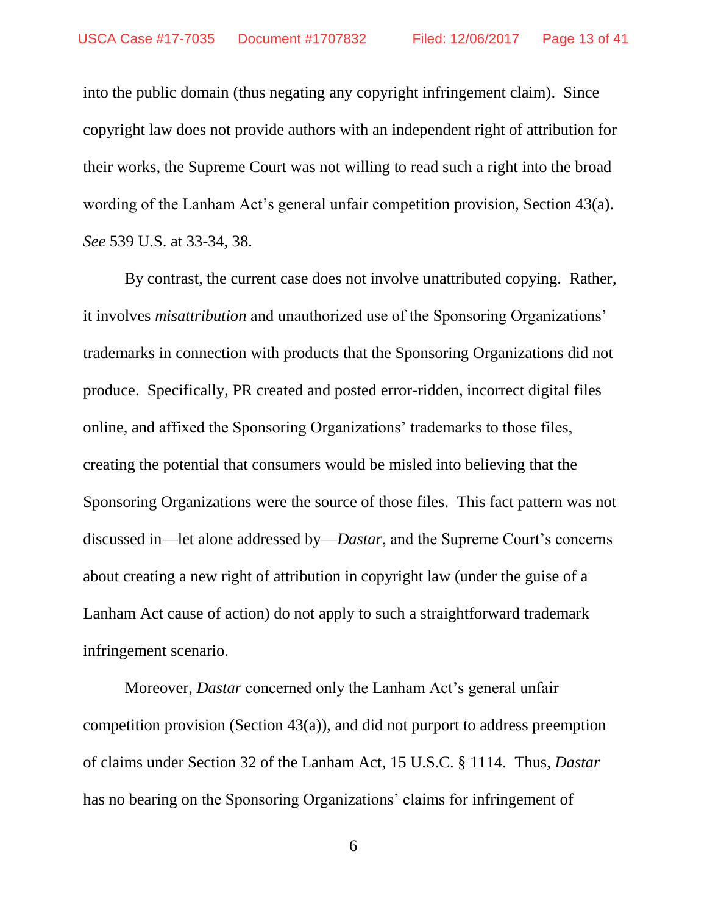into the public domain (thus negating any copyright infringement claim). Since copyright law does not provide authors with an independent right of attribution for their works, the Supreme Court was not willing to read such a right into the broad wording of the Lanham Act's general unfair competition provision, Section 43(a). *See* 539 U.S. at 33-34, 38.

By contrast, the current case does not involve unattributed copying. Rather, it involves *misattribution* and unauthorized use of the Sponsoring Organizations' trademarks in connection with products that the Sponsoring Organizations did not produce. Specifically, PR created and posted error-ridden, incorrect digital files online, and affixed the Sponsoring Organizations' trademarks to those files, creating the potential that consumers would be misled into believing that the Sponsoring Organizations were the source of those files. This fact pattern was not discussed in—let alone addressed by—*Dastar*, and the Supreme Court's concerns about creating a new right of attribution in copyright law (under the guise of a Lanham Act cause of action) do not apply to such a straightforward trademark infringement scenario.

Moreover, *Dastar* concerned only the Lanham Act's general unfair competition provision (Section 43(a)), and did not purport to address preemption of claims under Section 32 of the Lanham Act, 15 U.S.C. § 1114. Thus, *Dastar* has no bearing on the Sponsoring Organizations' claims for infringement of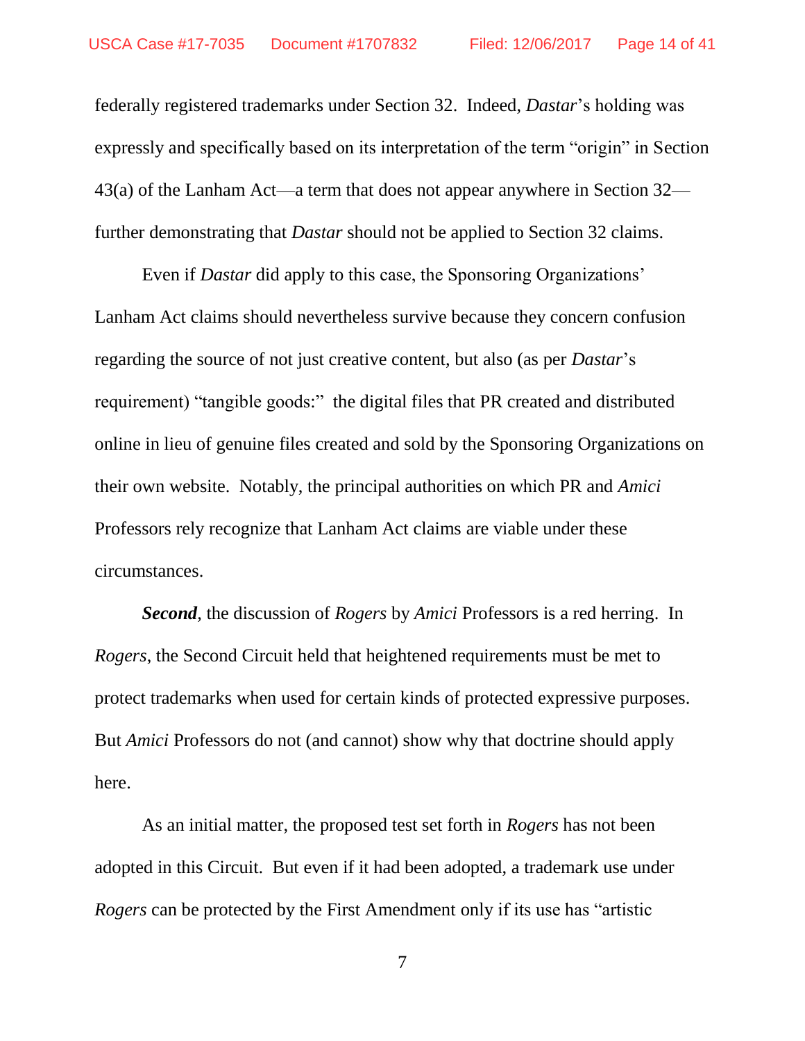federally registered trademarks under Section 32. Indeed, *Dastar*'s holding was expressly and specifically based on its interpretation of the term "origin" in Section 43(a) of the Lanham Act—a term that does not appear anywhere in Section 32—further demonstrating that *Dastar* should not be applied to Section 32 claims.

Even if *Dastar* did apply to this case, the Sponsoring Organizations' Lanham Act claims should nevertheless survive because they concern confusion regarding the source of not just creative content, but also (as per *Dastar*'s requirement) "tangible goods:" the digital files that PR created and distributed online in lieu of genuine files created and sold by the Sponsoring Organizations on their own website. Notably, the principal authorities on which PR and *Amici* Professors rely recognize that Lanham Act claims are viable under these circumstances.

***Second***, the discussion of *Rogers* by *Amici* Professors is a red herring. In *Rogers*, the Second Circuit held that heightened requirements must be met to protect trademarks when used for certain kinds of protected expressive purposes. But *Amici* Professors do not (and cannot) show why that doctrine should apply here.

As an initial matter, the proposed test set forth in *Rogers* has not been adopted in this Circuit. But even if it had been adopted, a trademark use under *Rogers* can be protected by the First Amendment only if its use has "artistic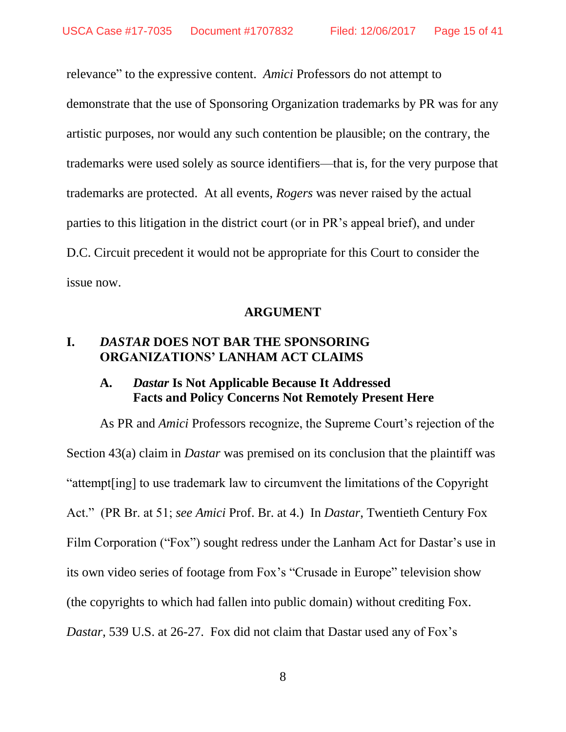relevance" to the expressive content. *Amici* Professors do not attempt to demonstrate that the use of Sponsoring Organization trademarks by PR was for any artistic purposes, nor would any such contention be plausible; on the contrary, the trademarks were used solely as source identifiers—that is, for the very purpose that trademarks are protected. At all events, *Rogers* was never raised by the actual parties to this litigation in the district court (or in PR's appeal brief), and under D.C. Circuit precedent it would not be appropriate for this Court to consider the issue now.

## ARGUMENT

### I. *DASTAR* DOES NOT BAR THE SPONSORING ORGANIZATIONS' LANHAM ACT CLAIMS

#### A. *Dastar* Is Not Applicable Because It Addressed Facts and Policy Concerns Not Remotely Present Here

As PR and *Amici* Professors recognize, the Supreme Court's rejection of the Section 43(a) claim in *Dastar* was premised on its conclusion that the plaintiff was "attempt[ing] to use trademark law to circumvent the limitations of the Copyright Act." (PR Br. at 51; *see Amici* Prof. Br. at 4.) In *Dastar*, Twentieth Century Fox Film Corporation ("Fox") sought redress under the Lanham Act for Dastar's use in its own video series of footage from Fox's "Crusade in Europe" television show (the copyrights to which had fallen into public domain) without crediting Fox. *Dastar*, 539 U.S. at 26-27. Fox did not claim that Dastar used any of Fox's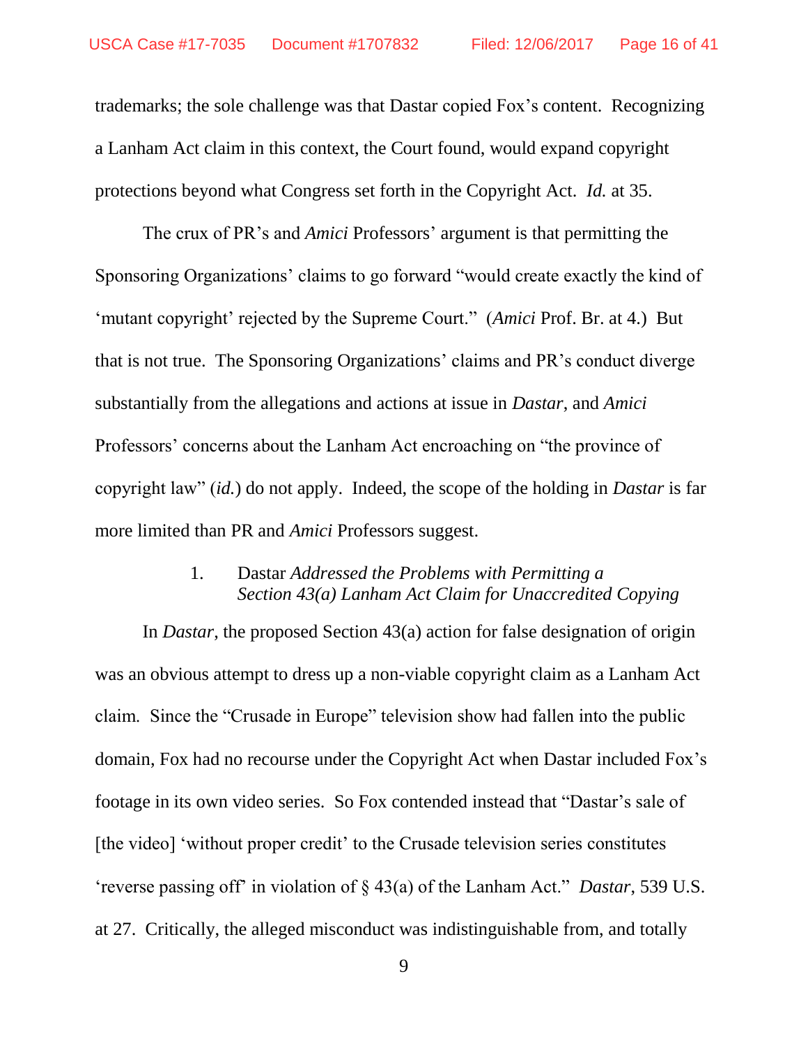trademarks; the sole challenge was that Dastar copied Fox's content. Recognizing a Lanham Act claim in this context, the Court found, would expand copyright protections beyond what Congress set forth in the Copyright Act. *Id.* at 35.

The crux of PR's and *Amici* Professors' argument is that permitting the Sponsoring Organizations' claims to go forward "would create exactly the kind of 'mutant copyright' rejected by the Supreme Court." (*Amici* Prof. Br. at 4.) But that is not true. The Sponsoring Organizations' claims and PR's conduct diverge substantially from the allegations and actions at issue in *Dastar*, and *Amici* Professors' concerns about the Lanham Act encroaching on "the province of copyright law" (*id.*) do not apply. Indeed, the scope of the holding in *Dastar* is far more limited than PR and *Amici* Professors suggest.

### 1. Dastar *Addressed the Problems with Permitting a Section 43(a) Lanham Act Claim for Unaccredited Copying*

In *Dastar*, the proposed Section 43(a) action for false designation of origin was an obvious attempt to dress up a non-viable copyright claim as a Lanham Act claim. Since the "Crusade in Europe" television show had fallen into the public domain, Fox had no recourse under the Copyright Act when Dastar included Fox's footage in its own video series. So Fox contended instead that "Dastar's sale of [the video] 'without proper credit' to the Crusade television series constitutes 'reverse passing off' in violation of § 43(a) of the Lanham Act." *Dastar*, 539 U.S. at 27. Critically, the alleged misconduct was indistinguishable from, and totally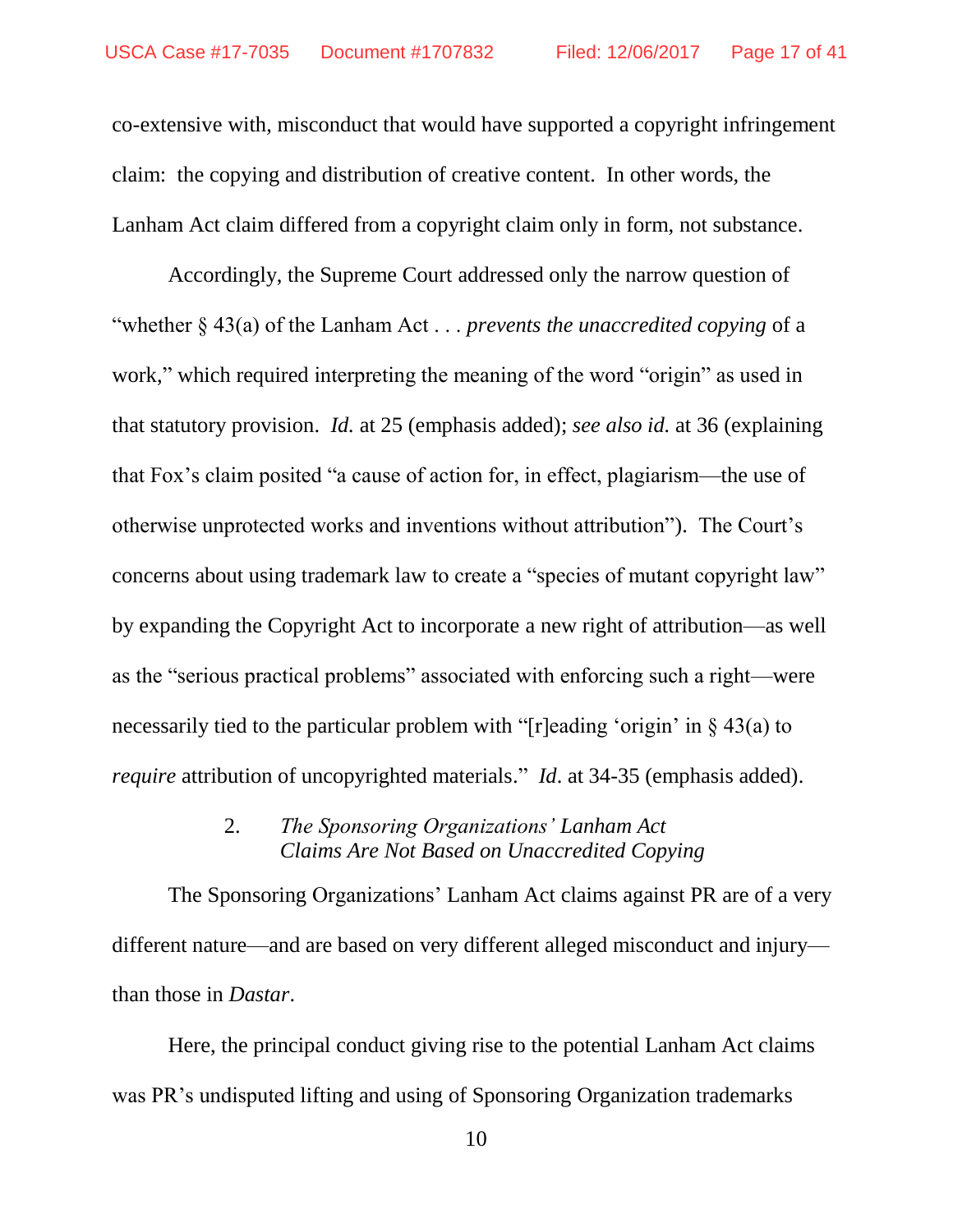co-extensive with, misconduct that would have supported a copyright infringement claim: the copying and distribution of creative content. In other words, the Lanham Act claim differed from a copyright claim only in form, not substance.

Accordingly, the Supreme Court addressed only the narrow question of "whether § 43(a) of the Lanham Act . . . *prevents the unaccredited copying* of a work," which required interpreting the meaning of the word "origin" as used in that statutory provision. *Id.* at 25 (emphasis added); *see also id.* at 36 (explaining that Fox's claim posited "a cause of action for, in effect, plagiarism—the use of otherwise unprotected works and inventions without attribution"). The Court's concerns about using trademark law to create a "species of mutant copyright law" by expanding the Copyright Act to incorporate a new right of attribution—as well as the "serious practical problems" associated with enforcing such a right—were necessarily tied to the particular problem with "[r]eading 'origin' in § 43(a) to *require* attribution of uncopyrighted materials." *Id*. at 34-35 (emphasis added).

### 2. *The Sponsoring Organizations' Lanham Act Claims Are Not Based on Unaccredited Copying*

The Sponsoring Organizations' Lanham Act claims against PR are of a very different nature—and are based on very different alleged misconduct and injury—than those in *Dastar*.

Here, the principal conduct giving rise to the potential Lanham Act claims was PR's undisputed lifting and using of Sponsoring Organization trademarks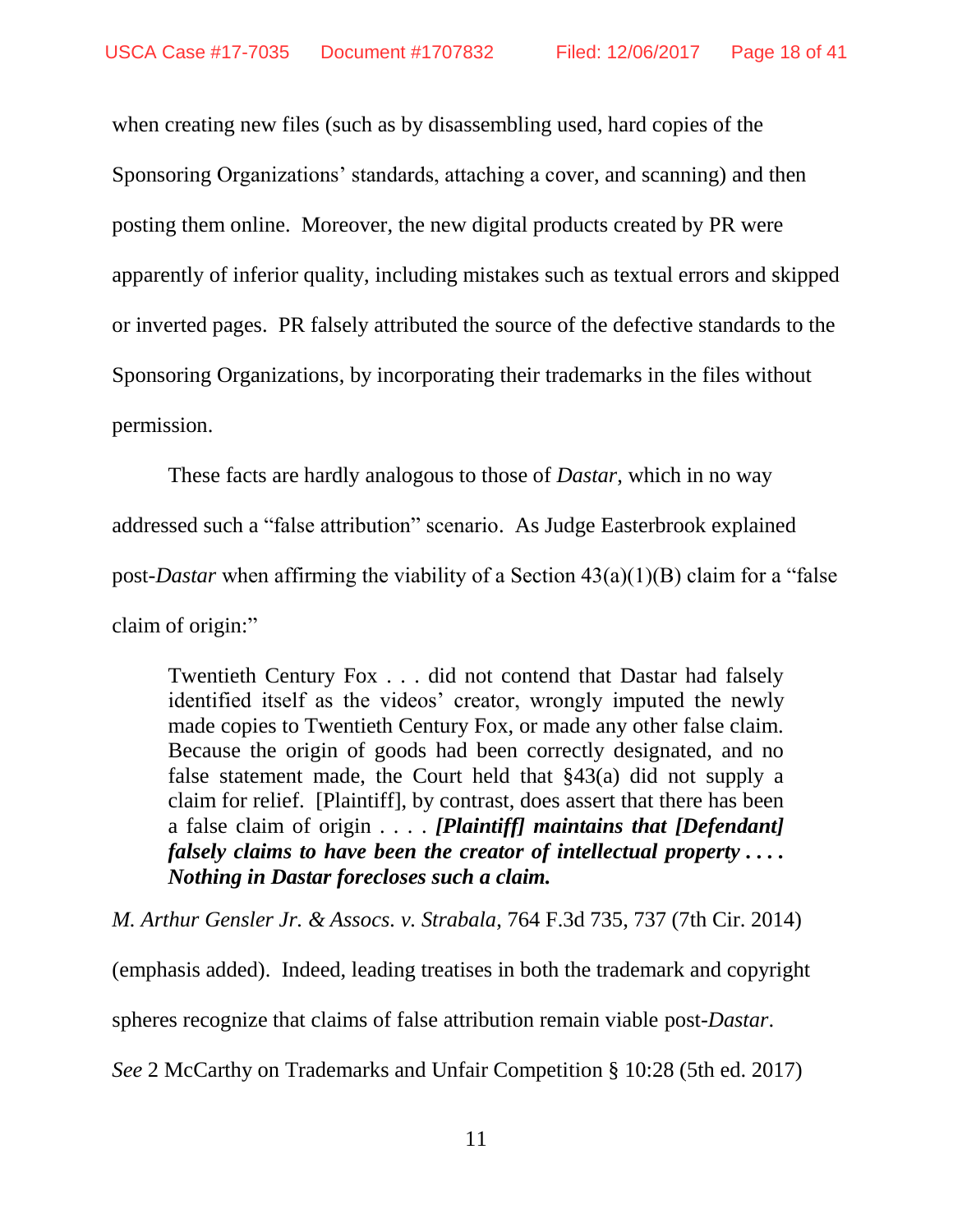when creating new files (such as by disassembling used, hard copies of the Sponsoring Organizations' standards, attaching a cover, and scanning) and then posting them online. Moreover, the new digital products created by PR were apparently of inferior quality, including mistakes such as textual errors and skipped or inverted pages. PR falsely attributed the source of the defective standards to the Sponsoring Organizations, by incorporating their trademarks in the files without permission.

These facts are hardly analogous to those of *Dastar*, which in no way addressed such a "false attribution" scenario. As Judge Easterbrook explained post-*Dastar* when affirming the viability of a Section 43(a)(1)(B) claim for a "false claim of origin:"

> Twentieth Century Fox . . . did not contend that Dastar had falsely identified itself as the videos' creator, wrongly imputed the newly made copies to Twentieth Century Fox, or made any other false claim. Because the origin of goods had been correctly designated, and no false statement made, the Court held that §43(a) did not supply a claim for relief. [Plaintiff], by contrast, does assert that there has been a false claim of origin . . . . ***[Plaintiff] maintains that [Defendant] falsely claims to have been the creator of intellectual property . . . . Nothing in Dastar forecloses such a claim.***

*M. Arthur Gensler Jr. & Assocs. v. Strabala*, 764 F.3d 735, 737 (7th Cir. 2014) (emphasis added). Indeed, leading treatises in both the trademark and copyright spheres recognize that claims of false attribution remain viable post-*Dastar*. *See* 2 McCarthy on Trademarks and Unfair Competition § 10:28 (5th ed. 2017)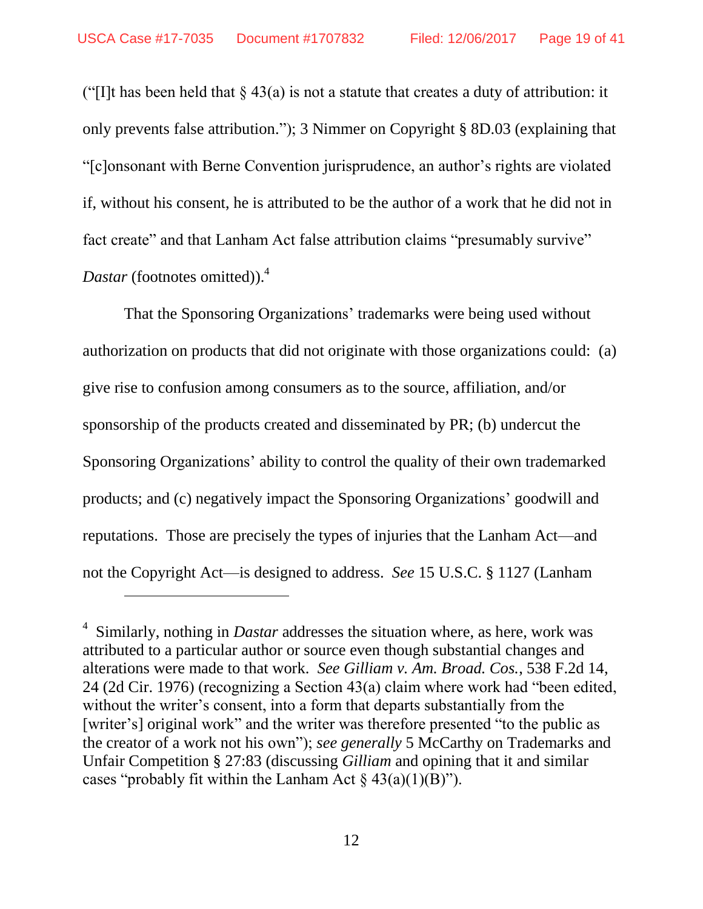("[I]t has been held that § 43(a) is not a statute that creates a duty of attribution: it only prevents false attribution."); 3 Nimmer on Copyright § 8D.03 (explaining that "[c]onsonant with Berne Convention jurisprudence, an author's rights are violated if, without his consent, he is attributed to be the author of a work that he did not in fact create" and that Lanham Act false attribution claims "presumably survive" *Dastar* (footnotes omitted)).[4]

That the Sponsoring Organizations' trademarks were being used without authorization on products that did not originate with those organizations could: (a) give rise to confusion among consumers as to the source, affiliation, and/or sponsorship of the products created and disseminated by PR; (b) undercut the Sponsoring Organizations' ability to control the quality of their own trademarked products; and (c) negatively impact the Sponsoring Organizations' goodwill and reputations. Those are precisely the types of injuries that the Lanham Act—and not the Copyright Act—is designed to address. *See* 15 U.S.C. § 1127 (Lanham

---

[4] Similarly, nothing in *Dastar* addresses the situation where, as here, work was attributed to a particular author or source even though substantial changes and alterations were made to that work. *See Gilliam v. Am. Broad. Cos.*, 538 F.2d 14, 24 (2d Cir. 1976) (recognizing a Section 43(a) claim where work had "been edited, without the writer's consent, into a form that departs substantially from the [writer's] original work" and the writer was therefore presented "to the public as the creator of a work not his own"); *see generally* 5 McCarthy on Trademarks and Unfair Competition § 27:83 (discussing *Gilliam* and opining that it and similar cases "probably fit within the Lanham Act § 43(a)(1)(B)").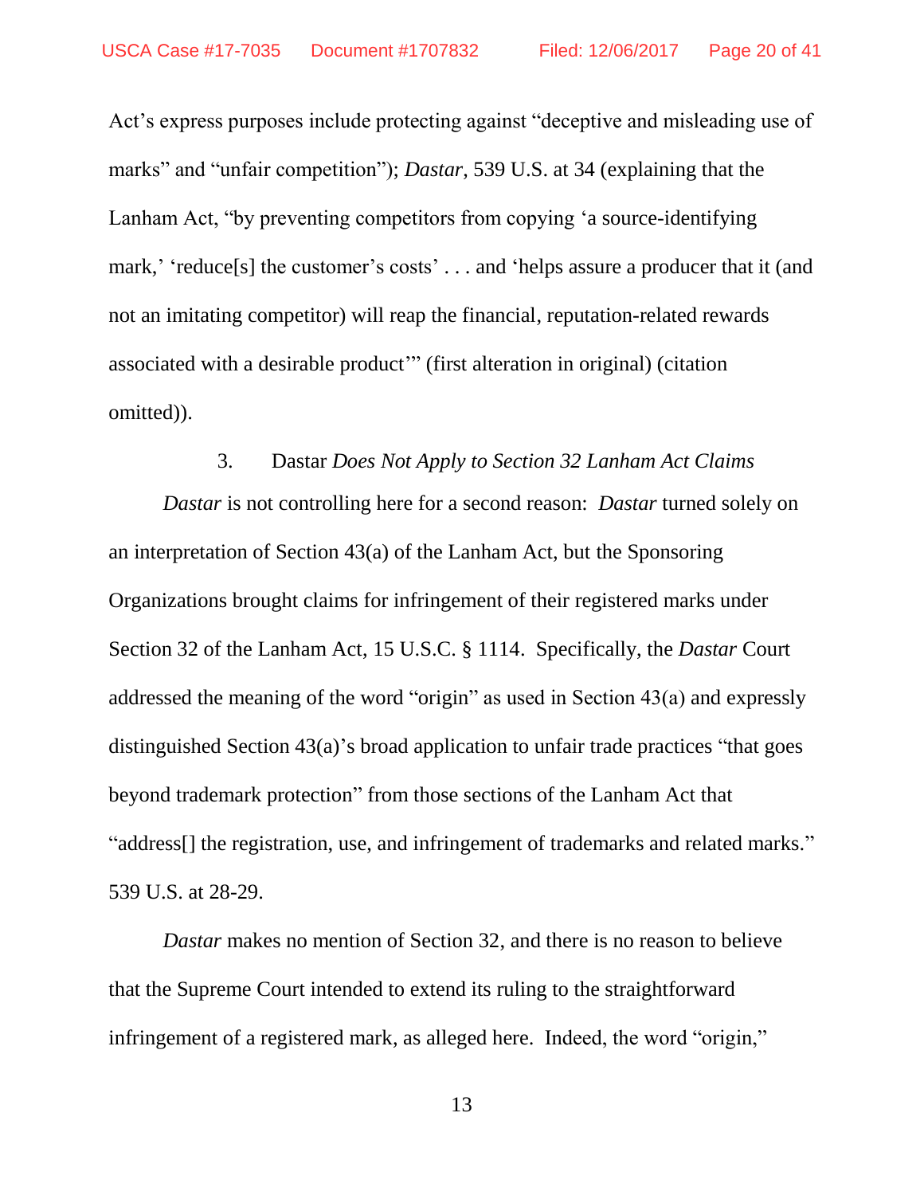Act's express purposes include protecting against "deceptive and misleading use of marks" and "unfair competition"); *Dastar*, 539 U.S. at 34 (explaining that the Lanham Act, "by preventing competitors from copying 'a source-identifying mark,' 'reduce[s] the customer's costs' . . . and 'helps assure a producer that it (and not an imitating competitor) will reap the financial, reputation-related rewards associated with a desirable product'" (first alteration in original) (citation omitted)).

### 3. Dastar *Does Not Apply to Section 32 Lanham Act Claims*

*Dastar* is not controlling here for a second reason: *Dastar* turned solely on an interpretation of Section 43(a) of the Lanham Act, but the Sponsoring Organizations brought claims for infringement of their registered marks under Section 32 of the Lanham Act, 15 U.S.C. § 1114. Specifically, the *Dastar* Court addressed the meaning of the word "origin" as used in Section 43(a) and expressly distinguished Section 43(a)'s broad application to unfair trade practices "that goes beyond trademark protection" from those sections of the Lanham Act that "address[] the registration, use, and infringement of trademarks and related marks." 539 U.S. at 28-29.

*Dastar* makes no mention of Section 32, and there is no reason to believe that the Supreme Court intended to extend its ruling to the straightforward infringement of a registered mark, as alleged here. Indeed, the word "origin,"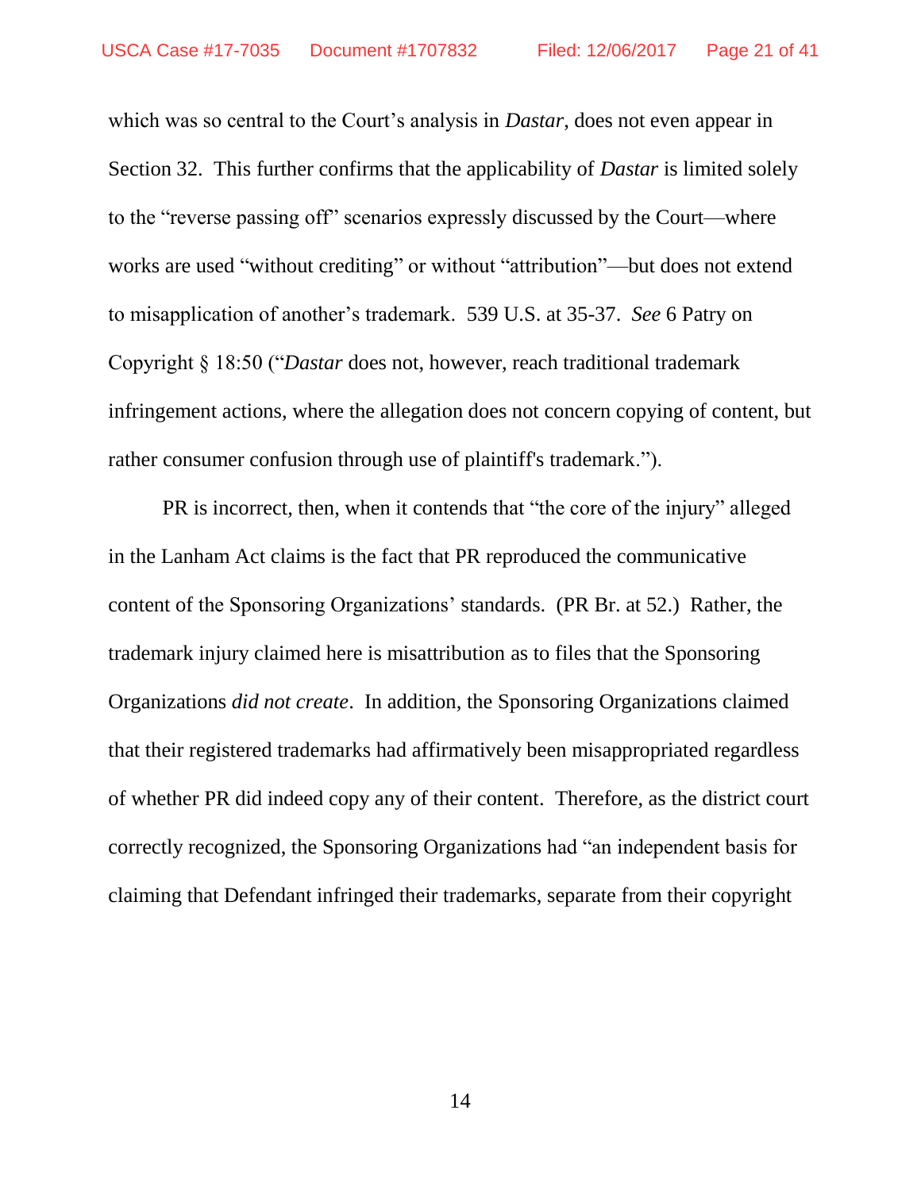which was so central to the Court's analysis in *Dastar*, does not even appear in Section 32. This further confirms that the applicability of *Dastar* is limited solely to the "reverse passing off" scenarios expressly discussed by the Court—where works are used "without crediting" or without "attribution"—but does not extend to misapplication of another's trademark. 539 U.S. at 35-37. *See* 6 Patry on Copyright § 18:50 ("*Dastar* does not, however, reach traditional trademark infringement actions, where the allegation does not concern copying of content, but rather consumer confusion through use of plaintiff's trademark.").

PR is incorrect, then, when it contends that "the core of the injury" alleged in the Lanham Act claims is the fact that PR reproduced the communicative content of the Sponsoring Organizations' standards. (PR Br. at 52.) Rather, the trademark injury claimed here is misattribution as to files that the Sponsoring Organizations *did not create*. In addition, the Sponsoring Organizations claimed that their registered trademarks had affirmatively been misappropriated regardless of whether PR did indeed copy any of their content. Therefore, as the district court correctly recognized, the Sponsoring Organizations had "an independent basis for claiming that Defendant infringed their trademarks, separate from their copyright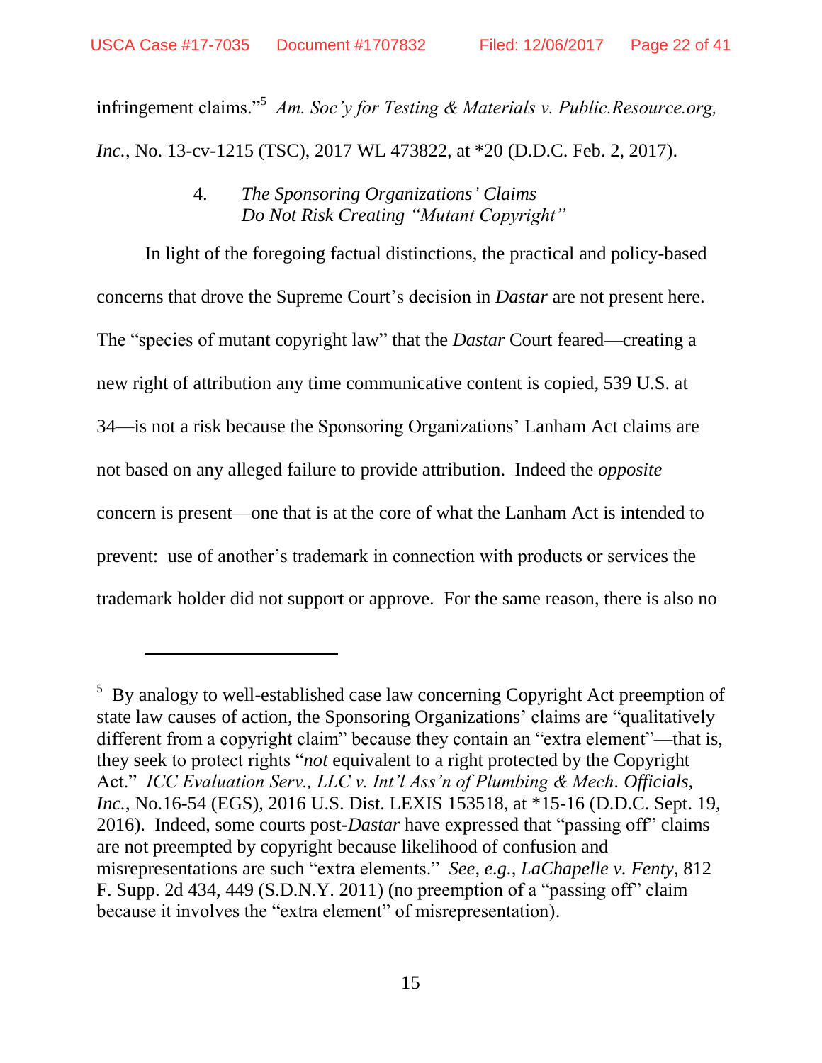infringement claims."[5] *Am. Soc'y for Testing & Materials v. Public.Resource.org, Inc.*, No. 13-cv-1215 (TSC), 2017 WL 473822, at *20 (D.D.C. Feb. 2, 2017).

#### 4. *The Sponsoring Organizations' Claims Do Not Risk Creating "Mutant Copyright"*

In light of the foregoing factual distinctions, the practical and policy-based concerns that drove the Supreme Court's decision in *Dastar* are not present here. The "species of mutant copyright law" that the *Dastar* Court feared—creating a new right of attribution any time communicative content is copied, 539 U.S. at 34—is not a risk because the Sponsoring Organizations' Lanham Act claims are not based on any alleged failure to provide attribution. Indeed the *opposite* concern is present—one that is at the core of what the Lanham Act is intended to prevent: use of another's trademark in connection with products or services the trademark holder did not support or approve. For the same reason, there is also no

---

[5] By analogy to well-established case law concerning Copyright Act preemption of state law causes of action, the Sponsoring Organizations' claims are "qualitatively different from a copyright claim" because they contain an "extra element"—that is, they seek to protect rights "*not* equivalent to a right protected by the Copyright Act." *ICC Evaluation Serv., LLC v. Int'l Ass'n of Plumbing & Mech. Officials, Inc.*, No.16-54 (EGS), 2016 U.S. Dist. LEXIS 153518, at *15-16 (D.D.C. Sept. 19, 2016). Indeed, some courts post-*Dastar* have expressed that "passing off" claims are not preempted by copyright because likelihood of confusion and misrepresentations are such "extra elements." *See, e.g.*, *LaChapelle v. Fenty*, 812 F. Supp. 2d 434, 449 (S.D.N.Y. 2011) (no preemption of a "passing off" claim because it involves the "extra element" of misrepresentation).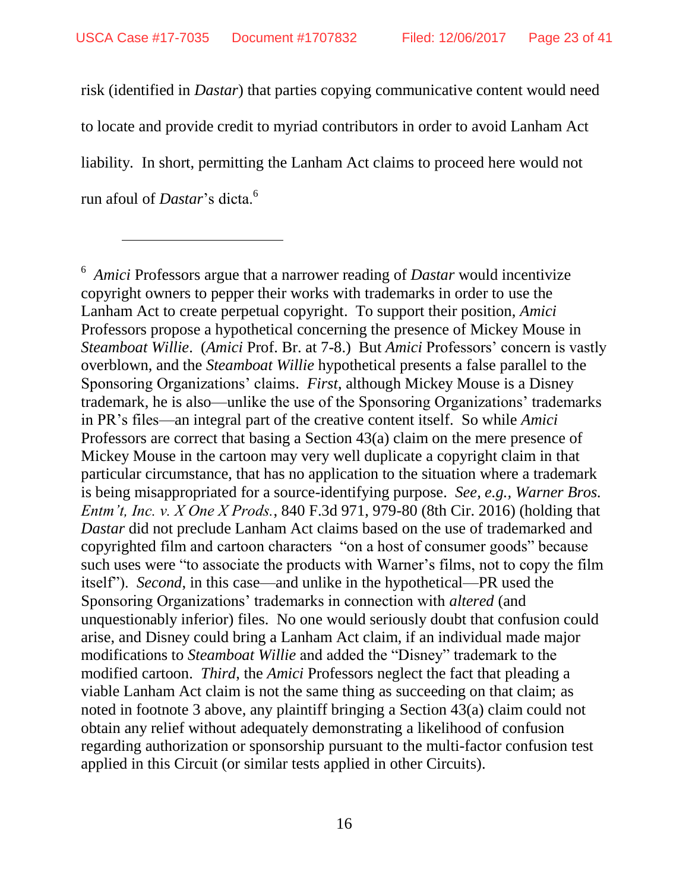risk (identified in *Dastar*) that parties copying communicative content would need to locate and provide credit to myriad contributors in order to avoid Lanham Act liability. In short, permitting the Lanham Act claims to proceed here would not run afoul of *Dastar*'s dicta.[6]

---

[6] *Amici* Professors argue that a narrower reading of *Dastar* would incentivize copyright owners to pepper their works with trademarks in order to use the Lanham Act to create perpetual copyright. To support their position, *Amici* Professors propose a hypothetical concerning the presence of Mickey Mouse in *Steamboat Willie*. (*Amici* Prof. Br. at 7-8.) But *Amici* Professors' concern is vastly overblown, and the *Steamboat Willie* hypothetical presents a false parallel to the Sponsoring Organizations' claims. *First*, although Mickey Mouse is a Disney trademark, he is also—unlike the use of the Sponsoring Organizations' trademarks in PR's files—an integral part of the creative content itself. So while *Amici* Professors are correct that basing a Section 43(a) claim on the mere presence of Mickey Mouse in the cartoon may very well duplicate a copyright claim in that particular circumstance, that has no application to the situation where a trademark is being misappropriated for a source-identifying purpose. *See, e.g.*, *Warner Bros. Entm't, Inc. v. X One X Prods.*, 840 F.3d 971, 979-80 (8th Cir. 2016) (holding that *Dastar* did not preclude Lanham Act claims based on the use of trademarked and copyrighted film and cartoon characters "on a host of consumer goods" because such uses were "to associate the products with Warner's films, not to copy the film itself"). *Second*, in this case—and unlike in the hypothetical—PR used the Sponsoring Organizations' trademarks in connection with *altered* (and unquestionably inferior) files. No one would seriously doubt that confusion could arise, and Disney could bring a Lanham Act claim, if an individual made major modifications to *Steamboat Willie* and added the "Disney" trademark to the modified cartoon. *Third*, the *Amici* Professors neglect the fact that pleading a viable Lanham Act claim is not the same thing as succeeding on that claim; as noted in footnote 3 above, any plaintiff bringing a Section 43(a) claim could not obtain any relief without adequately demonstrating a likelihood of confusion regarding authorization or sponsorship pursuant to the multi-factor confusion test applied in this Circuit (or similar tests applied in other Circuits).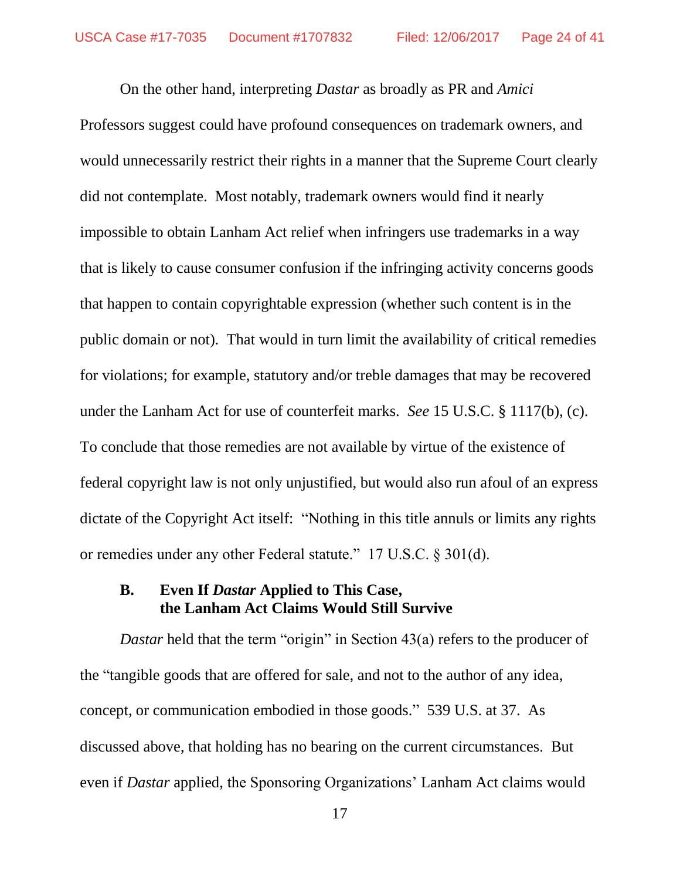On the other hand, interpreting *Dastar* as broadly as PR and *Amici* Professors suggest could have profound consequences on trademark owners, and would unnecessarily restrict their rights in a manner that the Supreme Court clearly did not contemplate. Most notably, trademark owners would find it nearly impossible to obtain Lanham Act relief when infringers use trademarks in a way that is likely to cause consumer confusion if the infringing activity concerns goods that happen to contain copyrightable expression (whether such content is in the public domain or not). That would in turn limit the availability of critical remedies for violations; for example, statutory and/or treble damages that may be recovered under the Lanham Act for use of counterfeit marks. *See* 15 U.S.C. § 1117(b), (c). To conclude that those remedies are not available by virtue of the existence of federal copyright law is not only unjustified, but would also run afoul of an express dictate of the Copyright Act itself: "Nothing in this title annuls or limits any rights or remedies under any other Federal statute." 17 U.S.C. § 301(d).

### B. Even If *Dastar* Applied to This Case, the Lanham Act Claims Would Still Survive

*Dastar* held that the term "origin" in Section 43(a) refers to the producer of the "tangible goods that are offered for sale, and not to the author of any idea, concept, or communication embodied in those goods." 539 U.S. at 37. As discussed above, that holding has no bearing on the current circumstances. But even if *Dastar* applied, the Sponsoring Organizations' Lanham Act claims would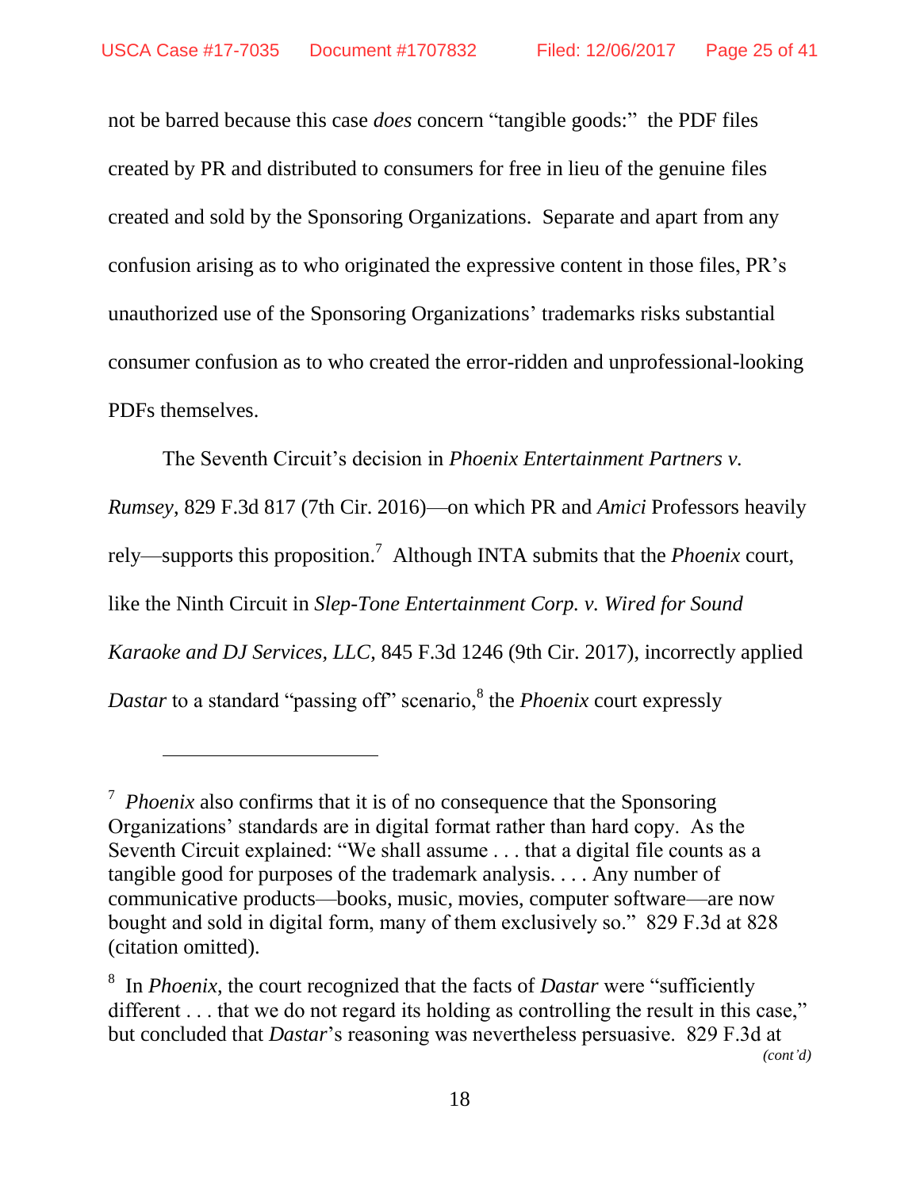not be barred because this case *does* concern "tangible goods:" the PDF files created by PR and distributed to consumers for free in lieu of the genuine files created and sold by the Sponsoring Organizations. Separate and apart from any confusion arising as to who originated the expressive content in those files, PR's unauthorized use of the Sponsoring Organizations' trademarks risks substantial consumer confusion as to who created the error-ridden and unprofessional-looking PDFs themselves.

The Seventh Circuit's decision in *Phoenix Entertainment Partners v. Rumsey*, 829 F.3d 817 (7th Cir. 2016)—on which PR and *Amici* Professors heavily rely—supports this proposition.[7] Although INTA submits that the *Phoenix* court, like the Ninth Circuit in *Slep-Tone Entertainment Corp. v. Wired for Sound Karaoke and DJ Services, LLC,* 845 F.3d 1246 (9th Cir. 2017), incorrectly applied *Dastar* to a standard "passing off" scenario,[8] the *Phoenix* court expressly

---

[7] *Phoenix* also confirms that it is of no consequence that the Sponsoring Organizations' standards are in digital format rather than hard copy. As the Seventh Circuit explained: "We shall assume . . . that a digital file counts as a tangible good for purposes of the trademark analysis. . . . Any number of communicative products—books, music, movies, computer software—are now bought and sold in digital form, many of them exclusively so." 829 F.3d at 828 (citation omitted).

[8] In *Phoenix*, the court recognized that the facts of *Dastar* were "sufficiently different . . . that we do not regard its holding as controlling the result in this case," but concluded that *Dastar*'s reasoning was nevertheless persuasive. 829 F.3d at

*(cont'd)*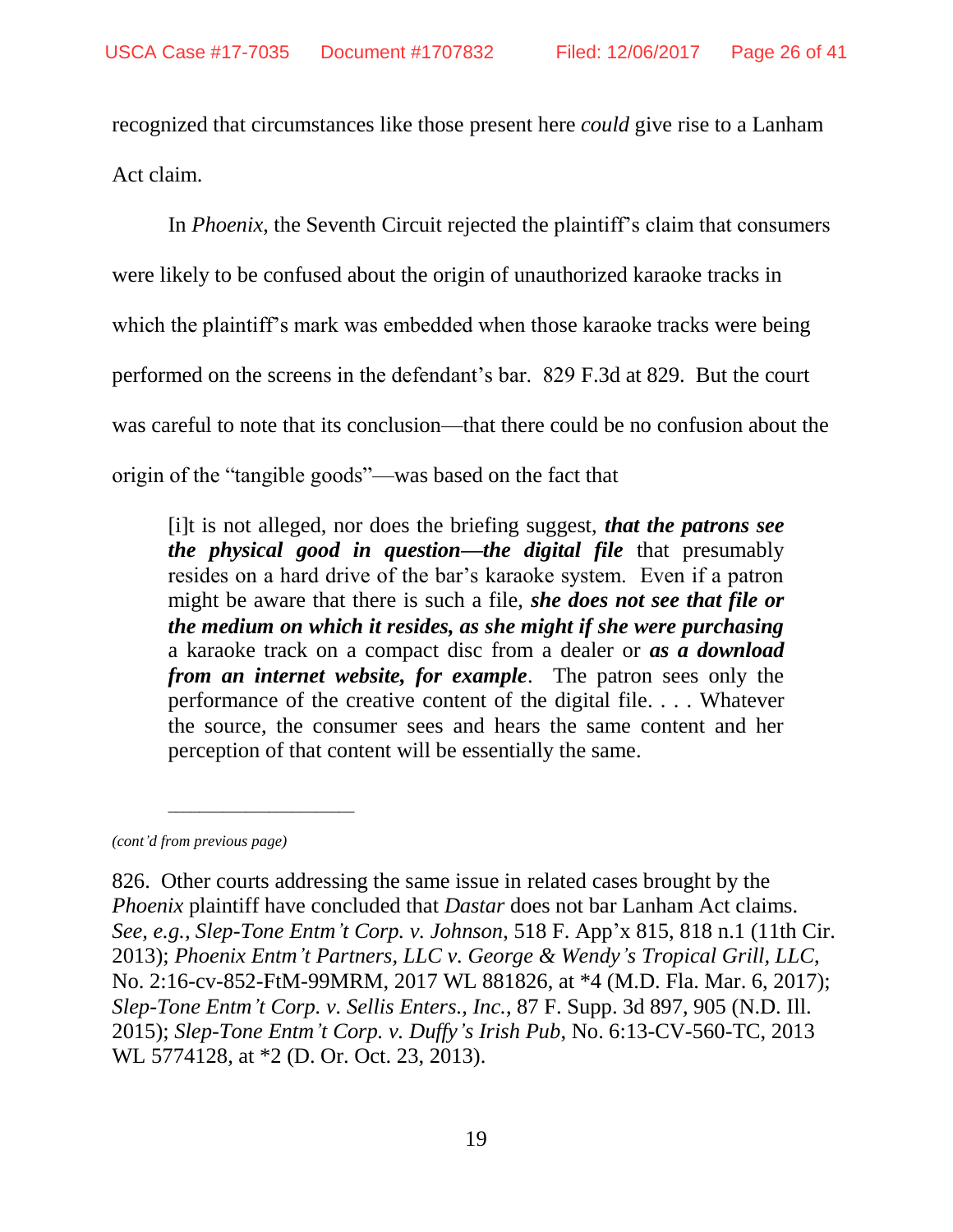recognized that circumstances like those present here *could* give rise to a Lanham Act claim.

In *Phoenix*, the Seventh Circuit rejected the plaintiff's claim that consumers were likely to be confused about the origin of unauthorized karaoke tracks in which the plaintiff's mark was embedded when those karaoke tracks were being performed on the screens in the defendant's bar. 829 F.3d at 829. But the court was careful to note that its conclusion—that there could be no confusion about the origin of the "tangible goods"—was based on the fact that

> [i]t is not alleged, nor does the briefing suggest, ***that the patrons see the physical good in question—the digital file*** that presumably resides on a hard drive of the bar's karaoke system. Even if a patron might be aware that there is such a file, ***she does not see that file or the medium on which it resides, as she might if she were purchasing*** a karaoke track on a compact disc from a dealer or ***as a download from an internet website, for example***. The patron sees only the performance of the creative content of the digital file. . . . Whatever the source, the consumer sees and hears the same content and her perception of that content will be essentially the same.

---

*(cont'd from previous page)*

826. Other courts addressing the same issue in related cases brought by the *Phoenix* plaintiff have concluded that *Dastar* does not bar Lanham Act claims. *See, e.g.*, *Slep-Tone Entm't Corp. v. Johnson*, 518 F. App'x 815, 818 n.1 (11th Cir. 2013); *Phoenix Entm't Partners, LLC v. George & Wendy's Tropical Grill, LLC*, No. 2:16-cv-852-FtM-99MRM, 2017 WL 881826, at *4 (M.D. Fla. Mar. 6, 2017); *Slep-Tone Entm't Corp. v. Sellis Enters., Inc.*, 87 F. Supp. 3d 897, 905 (N.D. Ill. 2015); *Slep-Tone Entm't Corp. v. Duffy's Irish Pub*, No. 6:13-CV-560-TC, 2013 WL 5774128, at *2 (D. Or. Oct. 23, 2013).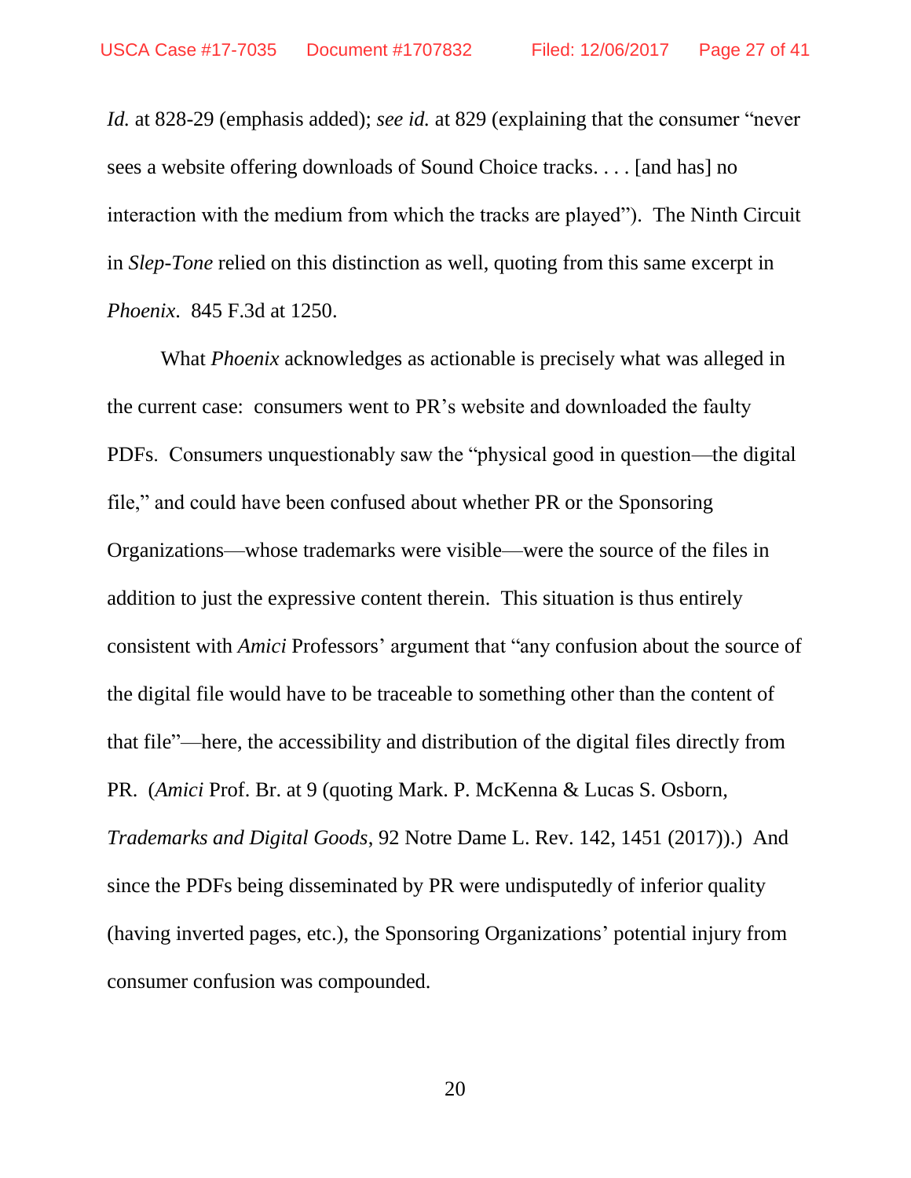*Id.* at 828-29 (emphasis added); *see id.* at 829 (explaining that the consumer "never sees a website offering downloads of Sound Choice tracks. . . . [and has] no interaction with the medium from which the tracks are played"). The Ninth Circuit in *Slep-Tone* relied on this distinction as well, quoting from this same excerpt in *Phoenix*. 845 F.3d at 1250.

What *Phoenix* acknowledges as actionable is precisely what was alleged in the current case: consumers went to PR's website and downloaded the faulty PDFs. Consumers unquestionably saw the "physical good in question—the digital file," and could have been confused about whether PR or the Sponsoring Organizations—whose trademarks were visible—were the source of the files in addition to just the expressive content therein. This situation is thus entirely consistent with *Amici* Professors' argument that "any confusion about the source of the digital file would have to be traceable to something other than the content of that file"—here, the accessibility and distribution of the digital files directly from PR. (*Amici* Prof. Br. at 9 (quoting Mark. P. McKenna & Lucas S. Osborn, *Trademarks and Digital Goods*, 92 Notre Dame L. Rev. 142, 1451 (2017)).) And since the PDFs being disseminated by PR were undisputedly of inferior quality (having inverted pages, etc.), the Sponsoring Organizations' potential injury from consumer confusion was compounded.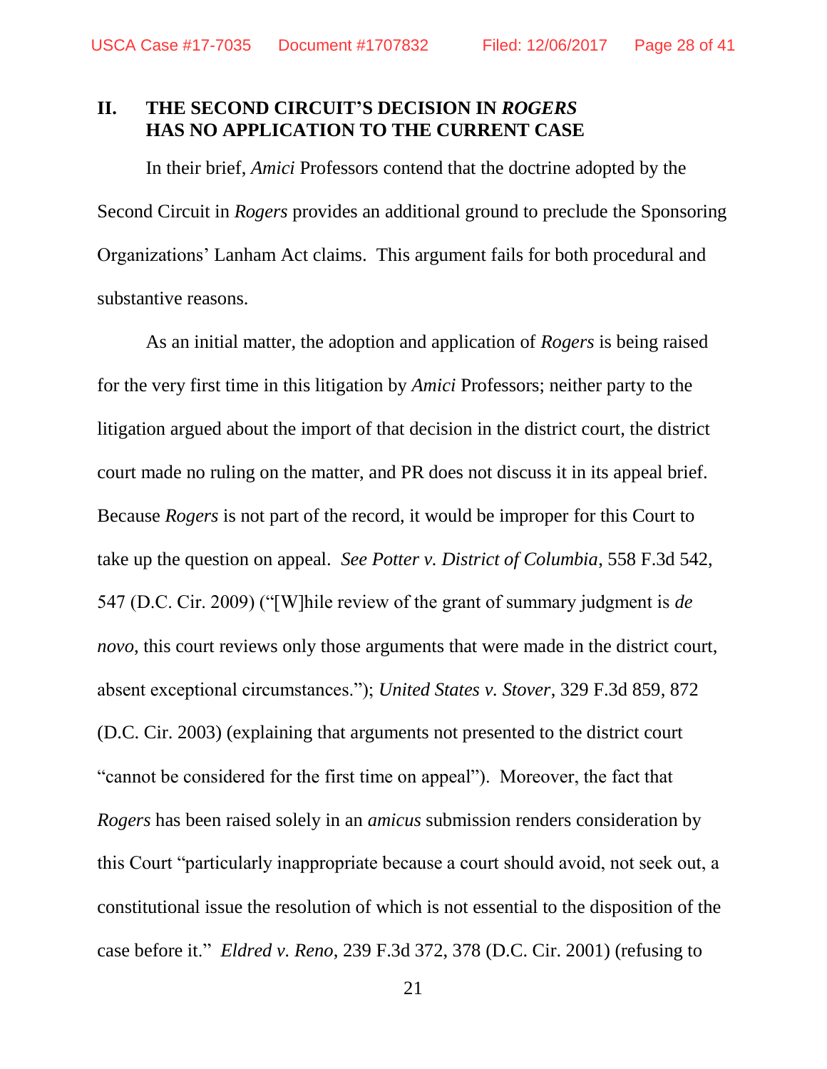## II. THE SECOND CIRCUIT'S DECISION IN *ROGERS* HAS NO APPLICATION TO THE CURRENT CASE

In their brief, *Amici* Professors contend that the doctrine adopted by the Second Circuit in *Rogers* provides an additional ground to preclude the Sponsoring Organizations' Lanham Act claims. This argument fails for both procedural and substantive reasons.

As an initial matter, the adoption and application of *Rogers* is being raised for the very first time in this litigation by *Amici* Professors; neither party to the litigation argued about the import of that decision in the district court, the district court made no ruling on the matter, and PR does not discuss it in its appeal brief. Because *Rogers* is not part of the record, it would be improper for this Court to take up the question on appeal. *See Potter v. District of Columbia*, 558 F.3d 542, 547 (D.C. Cir. 2009) ("[W]hile review of the grant of summary judgment is *de novo*, this court reviews only those arguments that were made in the district court, absent exceptional circumstances."); *United States v. Stover*, 329 F.3d 859, 872 (D.C. Cir. 2003) (explaining that arguments not presented to the district court "cannot be considered for the first time on appeal"). Moreover, the fact that *Rogers* has been raised solely in an *amicus* submission renders consideration by this Court "particularly inappropriate because a court should avoid, not seek out, a constitutional issue the resolution of which is not essential to the disposition of the case before it." *Eldred v. Reno*, 239 F.3d 372, 378 (D.C. Cir. 2001) (refusing to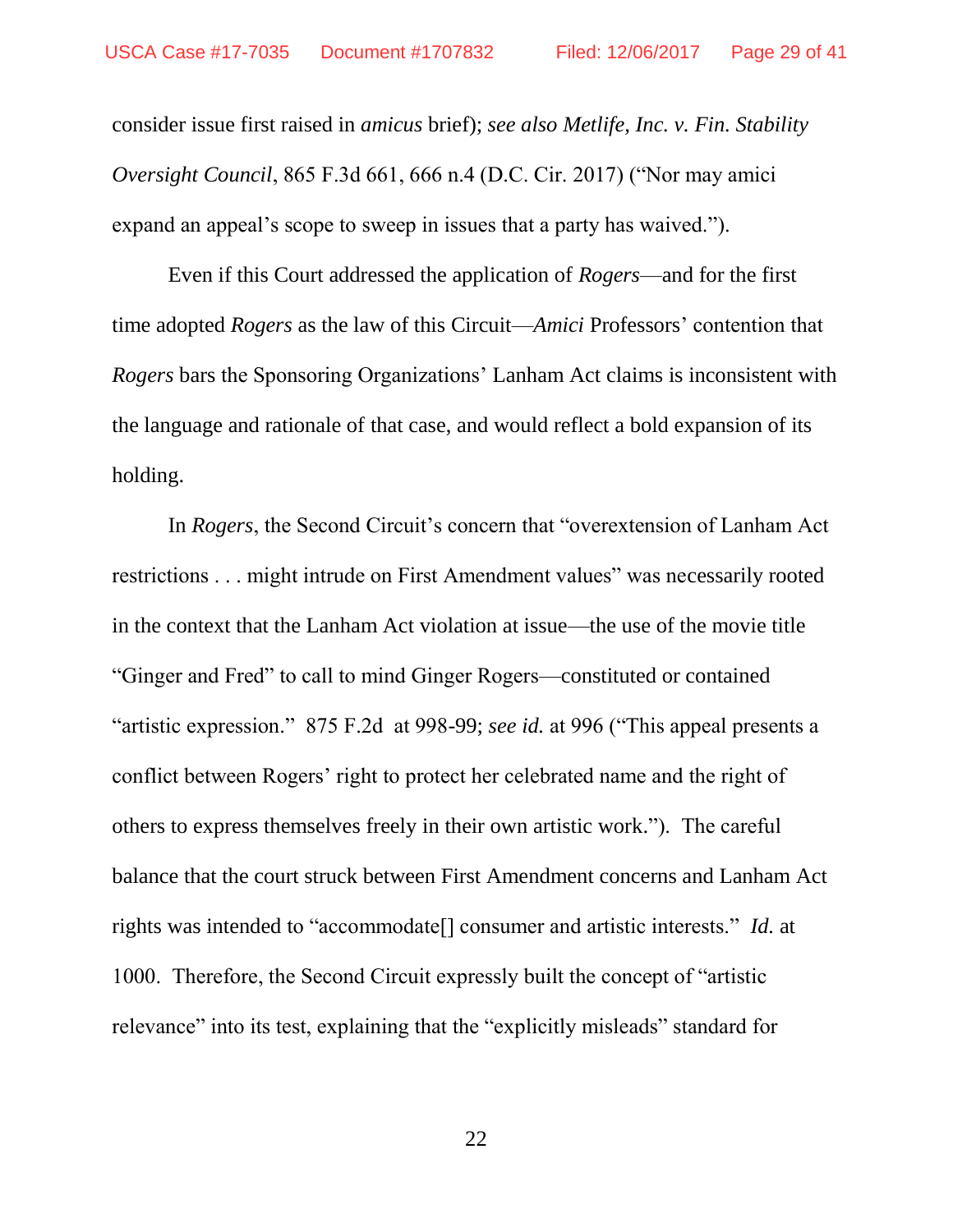consider issue first raised in *amicus* brief); *see also Metlife, Inc. v. Fin. Stability Oversight Council*, 865 F.3d 661, 666 n.4 (D.C. Cir. 2017) ("Nor may amici expand an appeal's scope to sweep in issues that a party has waived.").

Even if this Court addressed the application of *Rogers*—and for the first time adopted *Rogers* as the law of this Circuit—*Amici* Professors' contention that *Rogers* bars the Sponsoring Organizations' Lanham Act claims is inconsistent with the language and rationale of that case, and would reflect a bold expansion of its holding.

In *Rogers*, the Second Circuit's concern that "overextension of Lanham Act restrictions . . . might intrude on First Amendment values" was necessarily rooted in the context that the Lanham Act violation at issue—the use of the movie title "Ginger and Fred" to call to mind Ginger Rogers—constituted or contained "artistic expression." 875 F.2d at 998-99; *see id.* at 996 ("This appeal presents a conflict between Rogers' right to protect her celebrated name and the right of others to express themselves freely in their own artistic work."). The careful balance that the court struck between First Amendment concerns and Lanham Act rights was intended to "accommodate[] consumer and artistic interests." *Id.* at 1000. Therefore, the Second Circuit expressly built the concept of "artistic relevance" into its test, explaining that the "explicitly misleads" standard for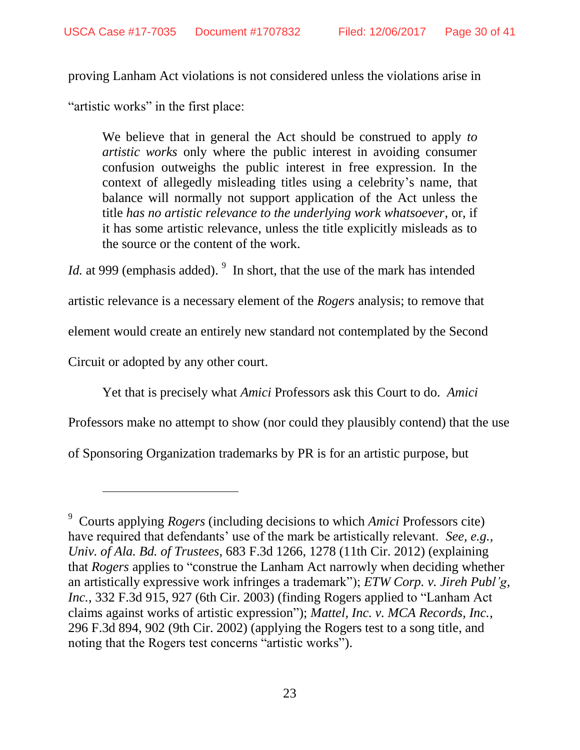proving Lanham Act violations is not considered unless the violations arise in "artistic works" in the first place:

> We believe that in general the Act should be construed to apply *to artistic works* only where the public interest in avoiding consumer confusion outweighs the public interest in free expression. In the context of allegedly misleading titles using a celebrity's name, that balance will normally not support application of the Act unless the title *has no artistic relevance to the underlying work whatsoever*, or, if it has some artistic relevance, unless the title explicitly misleads as to the source or the content of the work.

*Id.* at 999 (emphasis added).[9] In short, that the use of the mark has intended artistic relevance is a necessary element of the *Rogers* analysis; to remove that element would create an entirely new standard not contemplated by the Second Circuit or adopted by any other court.

Yet that is precisely what *Amici* Professors ask this Court to do. *Amici* Professors make no attempt to show (nor could they plausibly contend) that the use of Sponsoring Organization trademarks by PR is for an artistic purpose, but

---

[9] Courts applying *Rogers* (including decisions to which *Amici* Professors cite) have required that defendants' use of the mark be artistically relevant. *See, e.g., Univ. of Ala. Bd. of Trustees*, 683 F.3d 1266, 1278 (11th Cir. 2012) (explaining that *Rogers* applies to "construe the Lanham Act narrowly when deciding whether an artistically expressive work infringes a trademark"); *ETW Corp. v. Jireh Publ'g, Inc.*, 332 F.3d 915, 927 (6th Cir. 2003) (finding Rogers applied to "Lanham Act claims against works of artistic expression"); *Mattel, Inc. v. MCA Records, Inc.*, 296 F.3d 894, 902 (9th Cir. 2002) (applying the Rogers test to a song title, and noting that the Rogers test concerns "artistic works").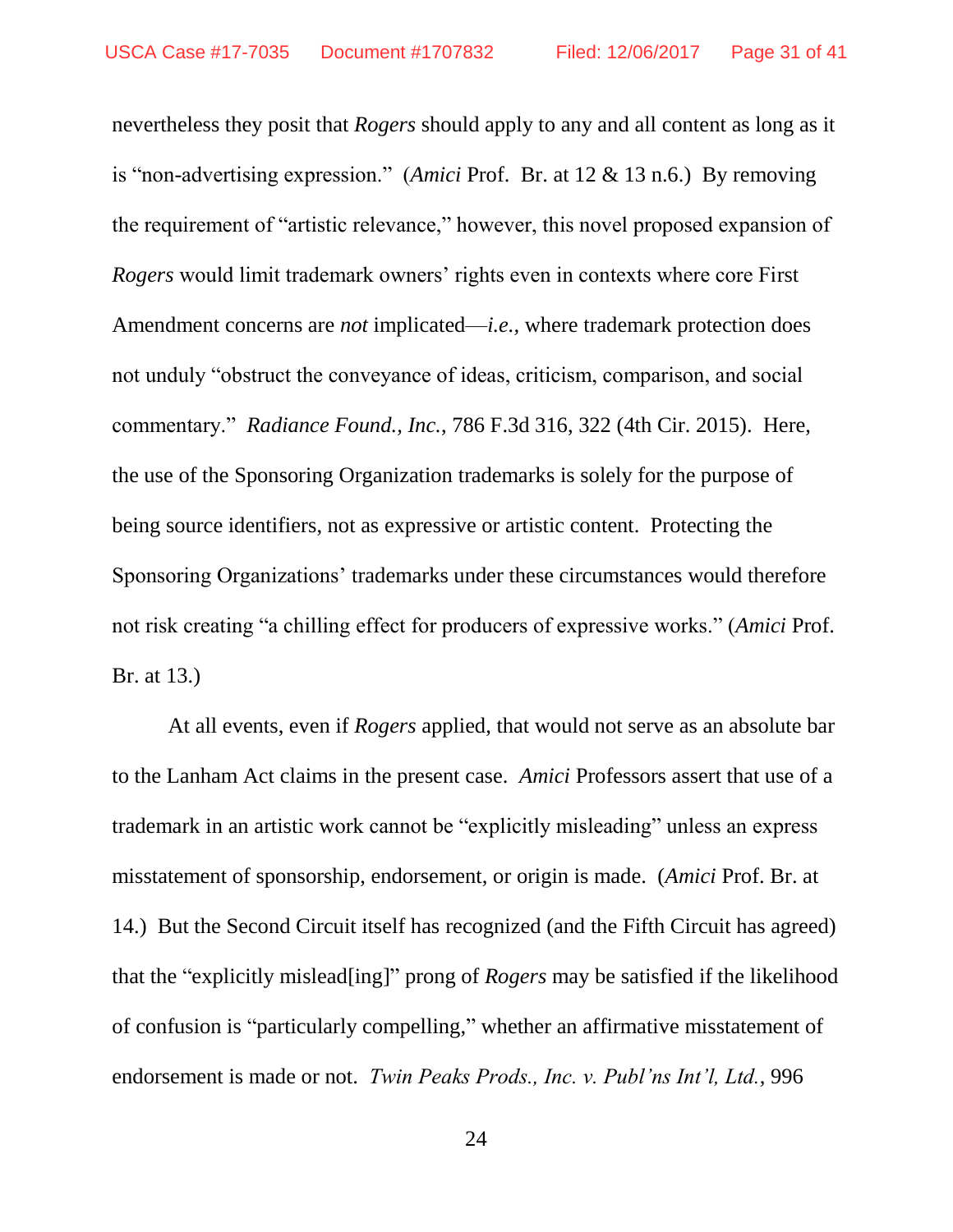nevertheless they posit that *Rogers* should apply to any and all content as long as it is "non-advertising expression." (*Amici* Prof. Br. at 12 & 13 n.6.) By removing the requirement of "artistic relevance," however, this novel proposed expansion of *Rogers* would limit trademark owners' rights even in contexts where core First Amendment concerns are *not* implicated—*i.e.*, where trademark protection does not unduly "obstruct the conveyance of ideas, criticism, comparison, and social commentary." *Radiance Found., Inc.*, 786 F.3d 316, 322 (4th Cir. 2015). Here, the use of the Sponsoring Organization trademarks is solely for the purpose of being source identifiers, not as expressive or artistic content. Protecting the Sponsoring Organizations' trademarks under these circumstances would therefore not risk creating "a chilling effect for producers of expressive works." (*Amici* Prof. Br. at 13.)

At all events, even if *Rogers* applied, that would not serve as an absolute bar to the Lanham Act claims in the present case. *Amici* Professors assert that use of a trademark in an artistic work cannot be "explicitly misleading" unless an express misstatement of sponsorship, endorsement, or origin is made. (*Amici* Prof. Br. at 14.) But the Second Circuit itself has recognized (and the Fifth Circuit has agreed) that the "explicitly mislead[ing]" prong of *Rogers* may be satisfied if the likelihood of confusion is "particularly compelling," whether an affirmative misstatement of endorsement is made or not. *Twin Peaks Prods., Inc. v. Publ'ns Int'l, Ltd.*, 996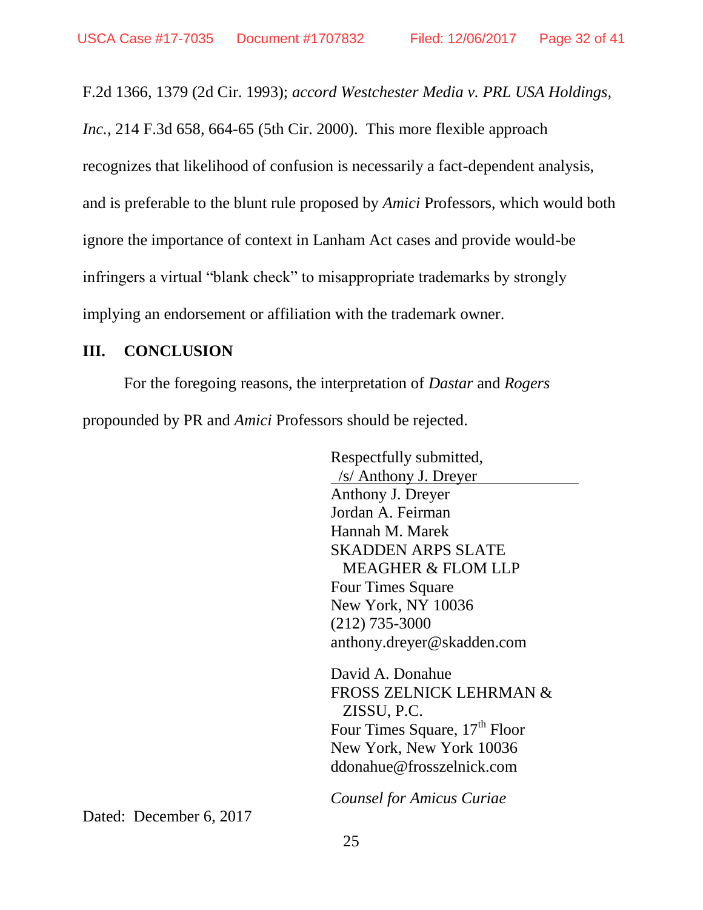F.2d 1366, 1379 (2d Cir. 1993); *accord Westchester Media v. PRL USA Holdings, Inc.*, 214 F.3d 658, 664-65 (5th Cir. 2000). This more flexible approach recognizes that likelihood of confusion is necessarily a fact-dependent analysis, and is preferable to the blunt rule proposed by *Amici* Professors, which would both ignore the importance of context in Lanham Act cases and provide would-be infringers a virtual "blank check" to misappropriate trademarks by strongly implying an endorsement or affiliation with the trademark owner.

## III. CONCLUSION

For the foregoing reasons, the interpretation of *Dastar* and *Rogers* propounded by PR and *Amici* Professors should be rejected.

Respectfully submitted,
/s/ Anthony J. Dreyer
Anthony J. Dreyer
Jordan A. Feirman
Hannah M. Marek
SKADDEN ARPS SLATE
MEAGHER & FLOM LLP
Four Times Square
New York, NY 10036
(212) 735-3000
anthony.dreyer@skadden.com

David A. Donahue
FROSS ZELNICK LEHRMAN &
ZISSU, P.C.
Four Times Square, 17th Floor
New York, New York 10036
ddonahue@frosszelnick.com

*Counsel for Amicus Curiae*

Dated: December 6, 2017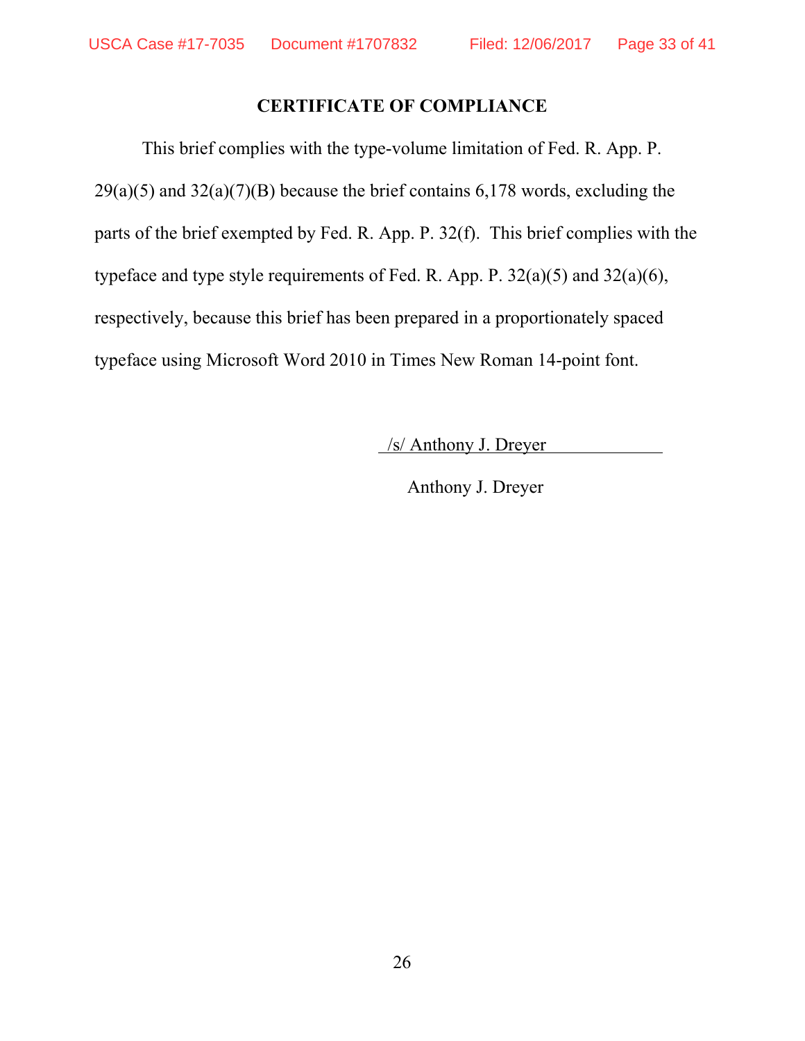## CERTIFICATE OF COMPLIANCE

This brief complies with the type-volume limitation of Fed. R. App. P. 29(a)(5) and 32(a)(7)(B) because the brief contains 6,178 words, excluding the parts of the brief exempted by Fed. R. App. P. 32(f). This brief complies with the typeface and type style requirements of Fed. R. App. P. 32(a)(5) and 32(a)(6), respectively, because this brief has been prepared in a proportionately spaced typeface using Microsoft Word 2010 in Times New Roman 14-point font.

/s/ Anthony J. Dreyer

Anthony J. Dreyer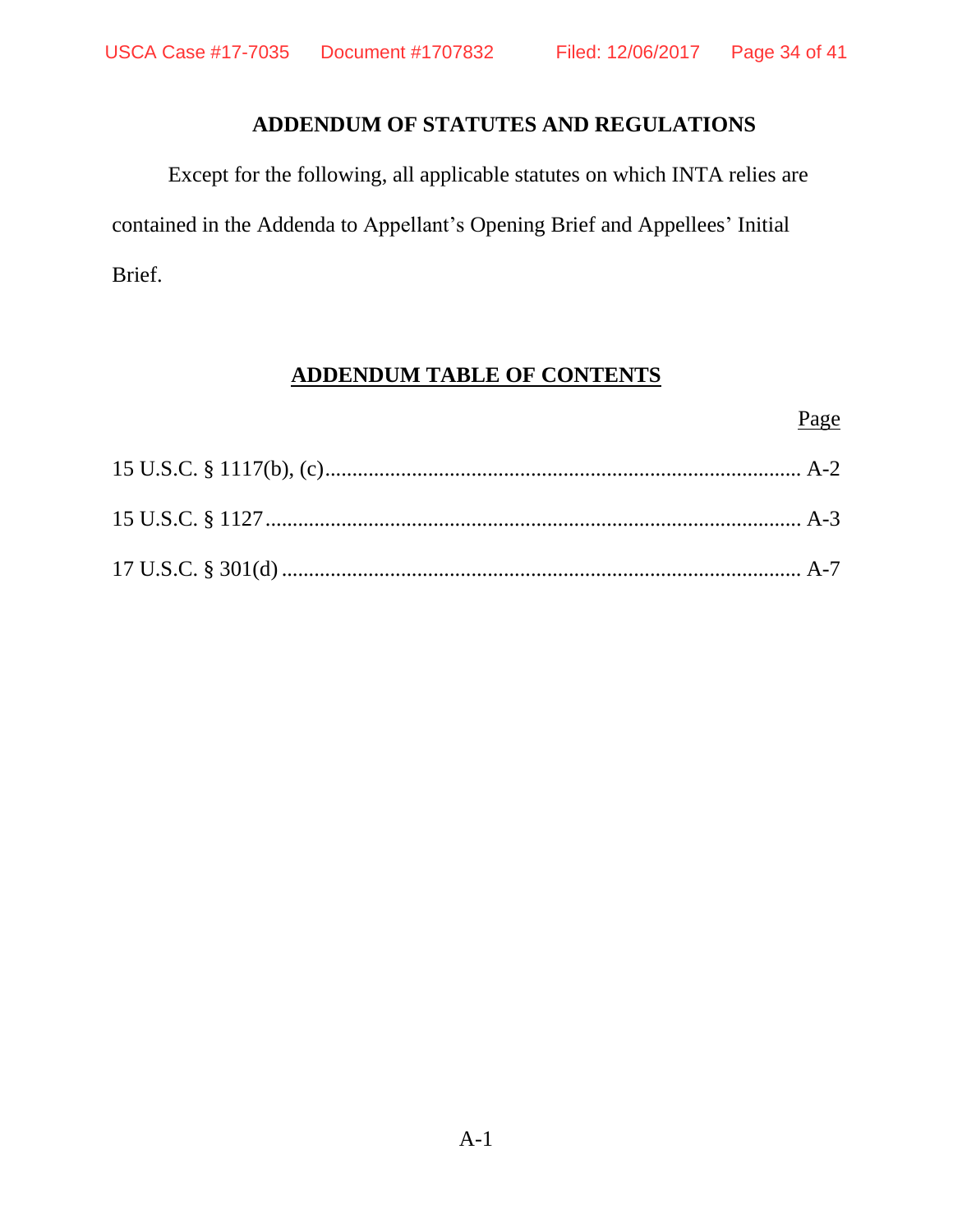## ADDENDUM OF STATUTES AND REGULATIONS

Except for the following, all applicable statutes on which INTA relies are contained in the Addenda to Appellant's Opening Brief and Appellees' Initial Brief.

## ADDENDUM TABLE OF CONTENTS

| | Page |
|---|---|
| 15 U.S.C. § 1117(b), (c) | A-2 |
| 15 U.S.C. § 1127 | A-3 |
| 17 U.S.C. § 301(d) | A-7 |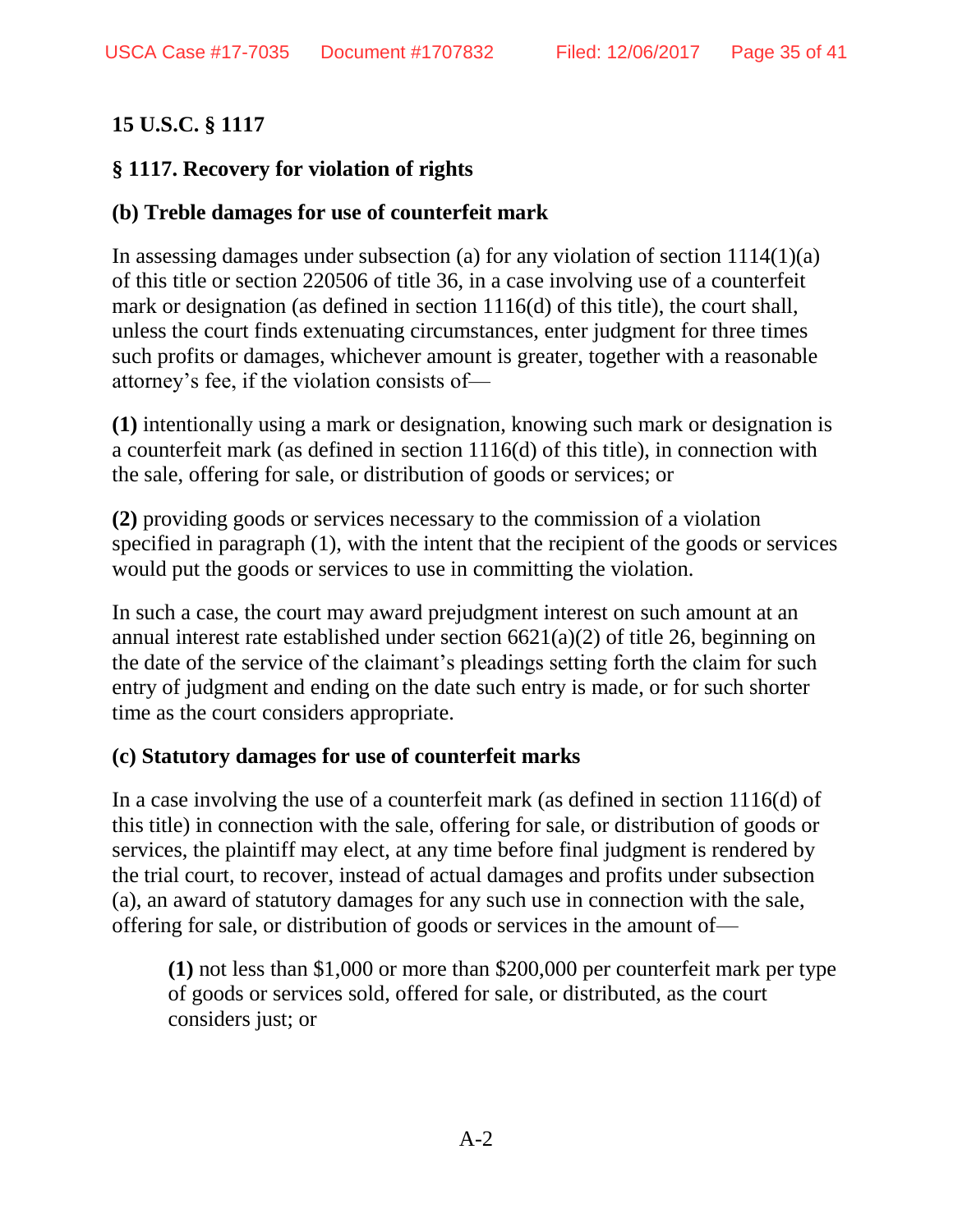**15 U.S.C. § 1117**

**§ 1117. Recovery for violation of rights**

**(b) Treble damages for use of counterfeit mark**

In assessing damages under subsection (a) for any violation of section 1114(1)(a) of this title or section 220506 of title 36, in a case involving use of a counterfeit mark or designation (as defined in section 1116(d) of this title), the court shall, unless the court finds extenuating circumstances, enter judgment for three times such profits or damages, whichever amount is greater, together with a reasonable attorney's fee, if the violation consists of—

**(1)** intentionally using a mark or designation, knowing such mark or designation is a counterfeit mark (as defined in section 1116(d) of this title), in connection with the sale, offering for sale, or distribution of goods or services; or

**(2)** providing goods or services necessary to the commission of a violation specified in paragraph (1), with the intent that the recipient of the goods or services would put the goods or services to use in committing the violation.

In such a case, the court may award prejudgment interest on such amount at an annual interest rate established under section 6621(a)(2) of title 26, beginning on the date of the service of the claimant's pleadings setting forth the claim for such entry of judgment and ending on the date such entry is made, or for such shorter time as the court considers appropriate.

**(c) Statutory damages for use of counterfeit marks**

In a case involving the use of a counterfeit mark (as defined in section 1116(d) of this title) in connection with the sale, offering for sale, or distribution of goods or services, the plaintiff may elect, at any time before final judgment is rendered by the trial court, to recover, instead of actual damages and profits under subsection (a), an award of statutory damages for any such use in connection with the sale, offering for sale, or distribution of goods or services in the amount of—

> **(1)** not less than $1,000 or more than $200,000 per counterfeit mark per type of goods or services sold, offered for sale, or distributed, as the court considers just; or

A-2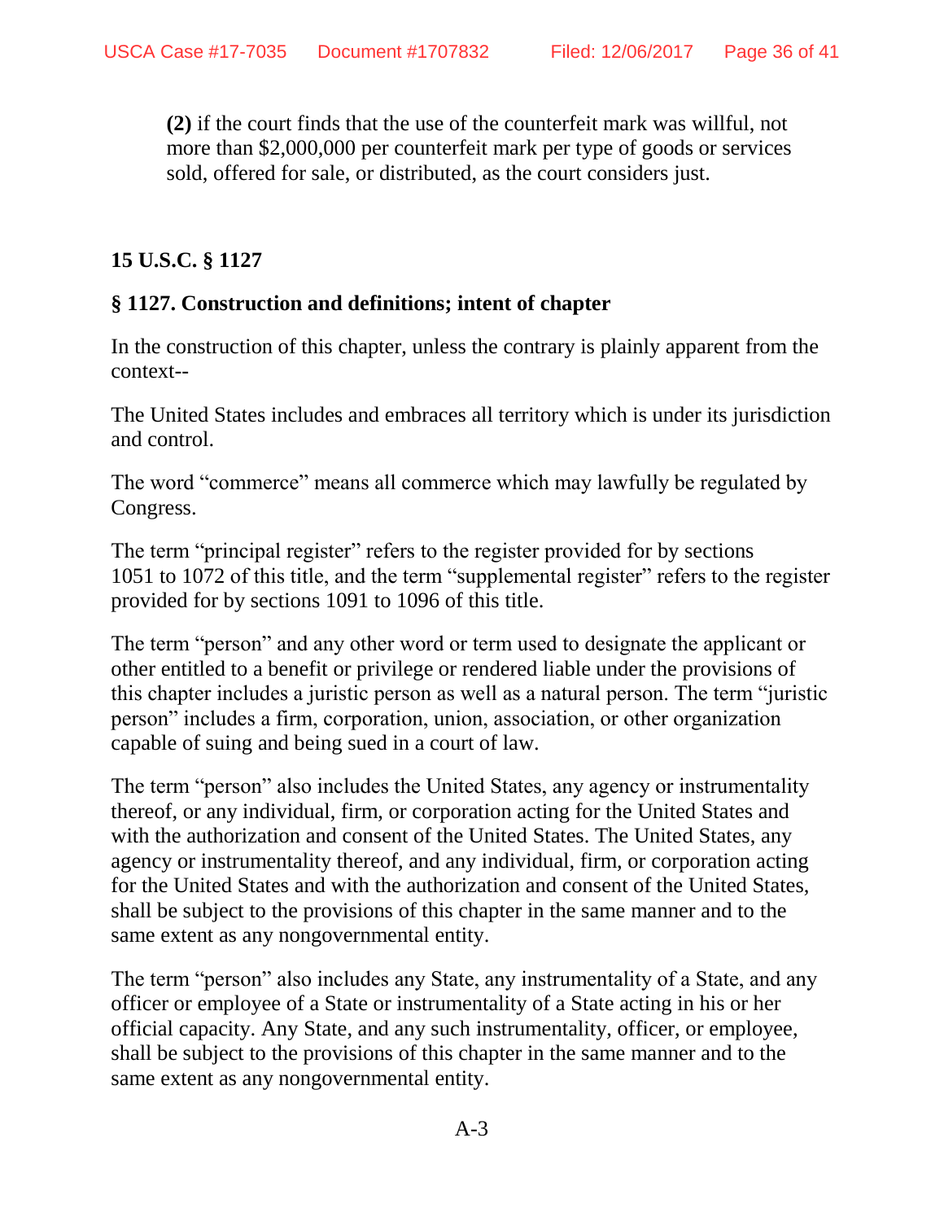**(2)** if the court finds that the use of the counterfeit mark was willful, not more than $2,000,000 per counterfeit mark per type of goods or services sold, offered for sale, or distributed, as the court considers just.

**15 U.S.C. § 1127**

**§ 1127. Construction and definitions; intent of chapter**

In the construction of this chapter, unless the contrary is plainly apparent from the context--

The United States includes and embraces all territory which is under its jurisdiction and control.

The word "commerce" means all commerce which may lawfully be regulated by Congress.

The term "principal register" refers to the register provided for by sections 1051 to 1072 of this title, and the term "supplemental register" refers to the register provided for by sections 1091 to 1096 of this title.

The term "person" and any other word or term used to designate the applicant or other entitled to a benefit or privilege or rendered liable under the provisions of this chapter includes a juristic person as well as a natural person. The term "juristic person" includes a firm, corporation, union, association, or other organization capable of suing and being sued in a court of law.

The term "person" also includes the United States, any agency or instrumentality thereof, or any individual, firm, or corporation acting for the United States and with the authorization and consent of the United States. The United States, any agency or instrumentality thereof, and any individual, firm, or corporation acting for the United States and with the authorization and consent of the United States, shall be subject to the provisions of this chapter in the same manner and to the same extent as any nongovernmental entity.

The term "person" also includes any State, any instrumentality of a State, and any officer or employee of a State or instrumentality of a State acting in his or her official capacity. Any State, and any such instrumentality, officer, or employee, shall be subject to the provisions of this chapter in the same manner and to the same extent as any nongovernmental entity.

A-3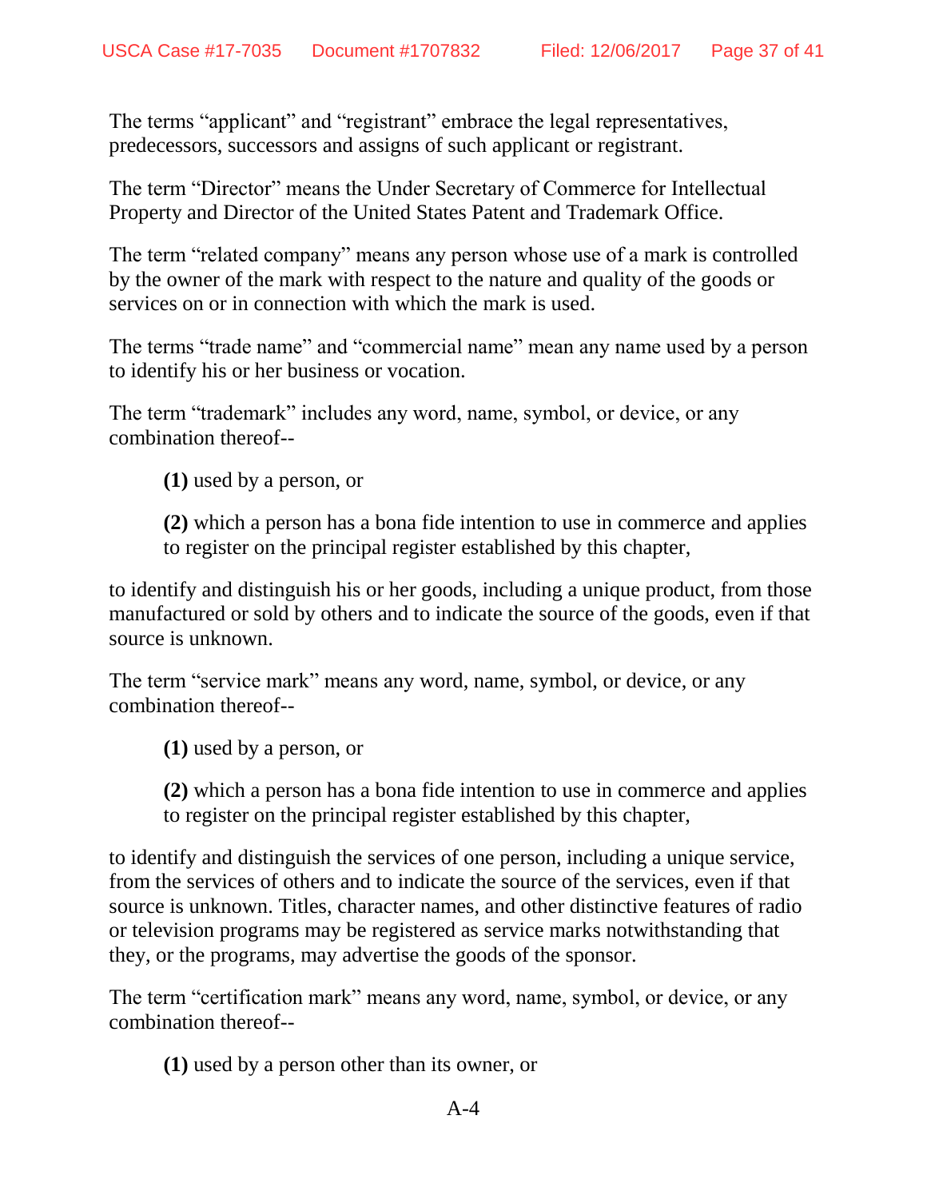The terms "applicant" and "registrant" embrace the legal representatives, predecessors, successors and assigns of such applicant or registrant.

The term "Director" means the Under Secretary of Commerce for Intellectual Property and Director of the United States Patent and Trademark Office.

The term "related company" means any person whose use of a mark is controlled by the owner of the mark with respect to the nature and quality of the goods or services on or in connection with which the mark is used.

The terms "trade name" and "commercial name" mean any name used by a person to identify his or her business or vocation.

The term "trademark" includes any word, name, symbol, or device, or any combination thereof--

> **(1)** used by a person, or
>
> **(2)** which a person has a bona fide intention to use in commerce and applies to register on the principal register established by this chapter,

to identify and distinguish his or her goods, including a unique product, from those manufactured or sold by others and to indicate the source of the goods, even if that source is unknown.

The term "service mark" means any word, name, symbol, or device, or any combination thereof--

> **(1)** used by a person, or
>
> **(2)** which a person has a bona fide intention to use in commerce and applies to register on the principal register established by this chapter,

to identify and distinguish the services of one person, including a unique service, from the services of others and to indicate the source of the services, even if that source is unknown. Titles, character names, and other distinctive features of radio or television programs may be registered as service marks notwithstanding that they, or the programs, may advertise the goods of the sponsor.

The term "certification mark" means any word, name, symbol, or device, or any combination thereof--

> **(1)** used by a person other than its owner, or

A-4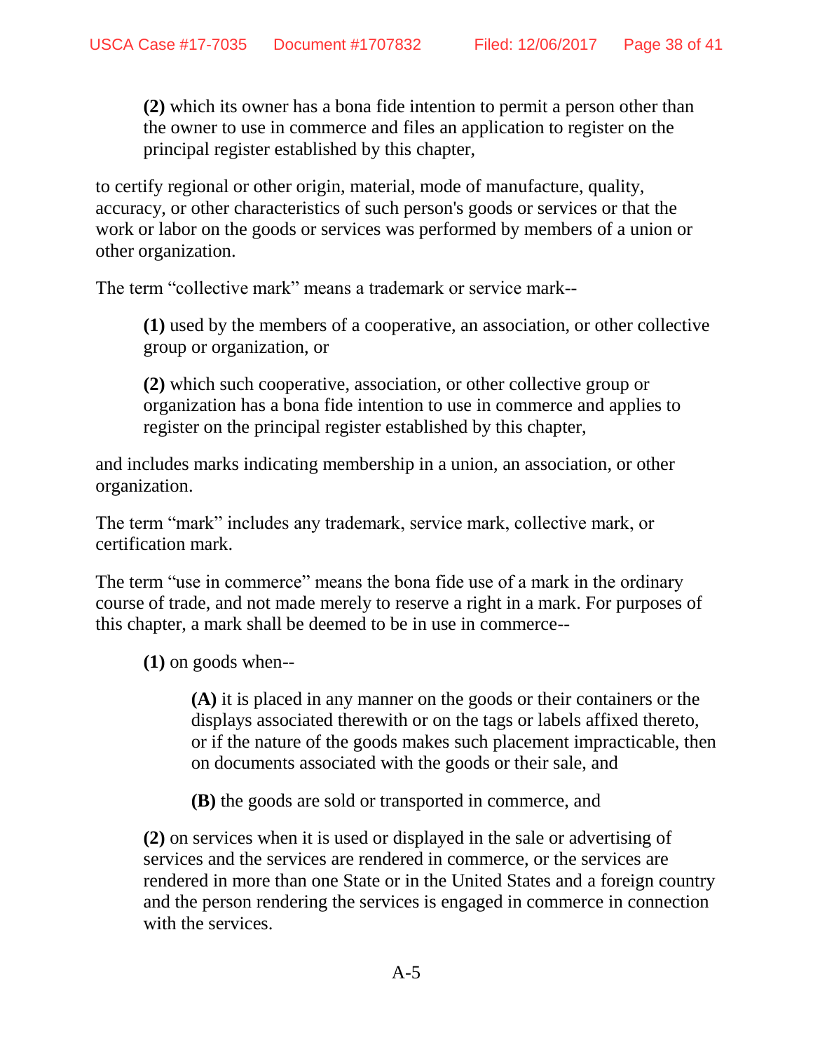**(2)** which its owner has a bona fide intention to permit a person other than the owner to use in commerce and files an application to register on the principal register established by this chapter,

to certify regional or other origin, material, mode of manufacture, quality, accuracy, or other characteristics of such person's goods or services or that the work or labor on the goods or services was performed by members of a union or other organization.

The term "collective mark" means a trademark or service mark--

**(1)** used by the members of a cooperative, an association, or other collective group or organization, or

**(2)** which such cooperative, association, or other collective group or organization has a bona fide intention to use in commerce and applies to register on the principal register established by this chapter,

and includes marks indicating membership in a union, an association, or other organization.

The term "mark" includes any trademark, service mark, collective mark, or certification mark.

The term "use in commerce" means the bona fide use of a mark in the ordinary course of trade, and not made merely to reserve a right in a mark. For purposes of this chapter, a mark shall be deemed to be in use in commerce--

**(1)** on goods when--

**(A)** it is placed in any manner on the goods or their containers or the displays associated therewith or on the tags or labels affixed thereto, or if the nature of the goods makes such placement impracticable, then on documents associated with the goods or their sale, and

**(B)** the goods are sold or transported in commerce, and

**(2)** on services when it is used or displayed in the sale or advertising of services and the services are rendered in commerce, or the services are rendered in more than one State or in the United States and a foreign country and the person rendering the services is engaged in commerce in connection with the services.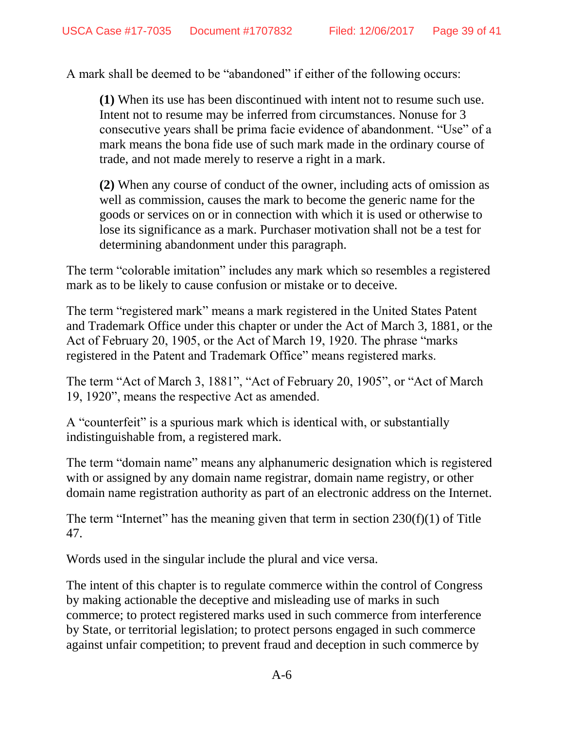A mark shall be deemed to be "abandoned" if either of the following occurs:

> **(1)** When its use has been discontinued with intent not to resume such use. Intent not to resume may be inferred from circumstances. Nonuse for 3 consecutive years shall be prima facie evidence of abandonment. "Use" of a mark means the bona fide use of such mark made in the ordinary course of trade, and not made merely to reserve a right in a mark.
>
> **(2)** When any course of conduct of the owner, including acts of omission as well as commission, causes the mark to become the generic name for the goods or services on or in connection with which it is used or otherwise to lose its significance as a mark. Purchaser motivation shall not be a test for determining abandonment under this paragraph.

The term "colorable imitation" includes any mark which so resembles a registered mark as to be likely to cause confusion or mistake or to deceive.

The term "registered mark" means a mark registered in the United States Patent and Trademark Office under this chapter or under the Act of March 3, 1881, or the Act of February 20, 1905, or the Act of March 19, 1920. The phrase "marks registered in the Patent and Trademark Office" means registered marks.

The term "Act of March 3, 1881", "Act of February 20, 1905", or "Act of March 19, 1920", means the respective Act as amended.

A "counterfeit" is a spurious mark which is identical with, or substantially indistinguishable from, a registered mark.

The term "domain name" means any alphanumeric designation which is registered with or assigned by any domain name registrar, domain name registry, or other domain name registration authority as part of an electronic address on the Internet.

The term "Internet" has the meaning given that term in section 230(f)(1) of Title 47.

Words used in the singular include the plural and vice versa.

The intent of this chapter is to regulate commerce within the control of Congress by making actionable the deceptive and misleading use of marks in such commerce; to protect registered marks used in such commerce from interference by State, or territorial legislation; to protect persons engaged in such commerce against unfair competition; to prevent fraud and deception in such commerce by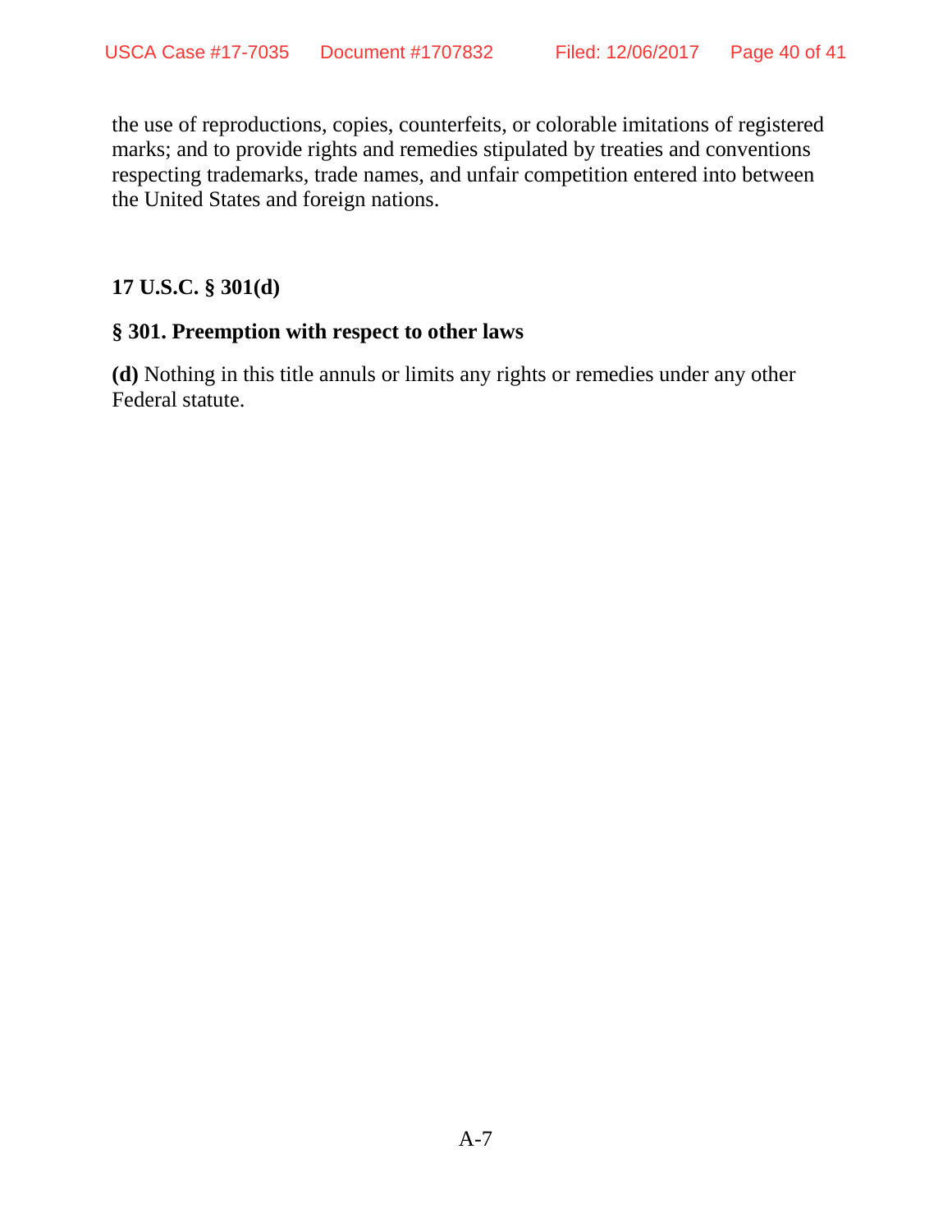the use of reproductions, copies, counterfeits, or colorable imitations of registered marks; and to provide rights and remedies stipulated by treaties and conventions respecting trademarks, trade names, and unfair competition entered into between the United States and foreign nations.

**17 U.S.C. § 301(d)**

**§ 301. Preemption with respect to other laws**

**(d)** Nothing in this title annuls or limits any rights or remedies under any other Federal statute.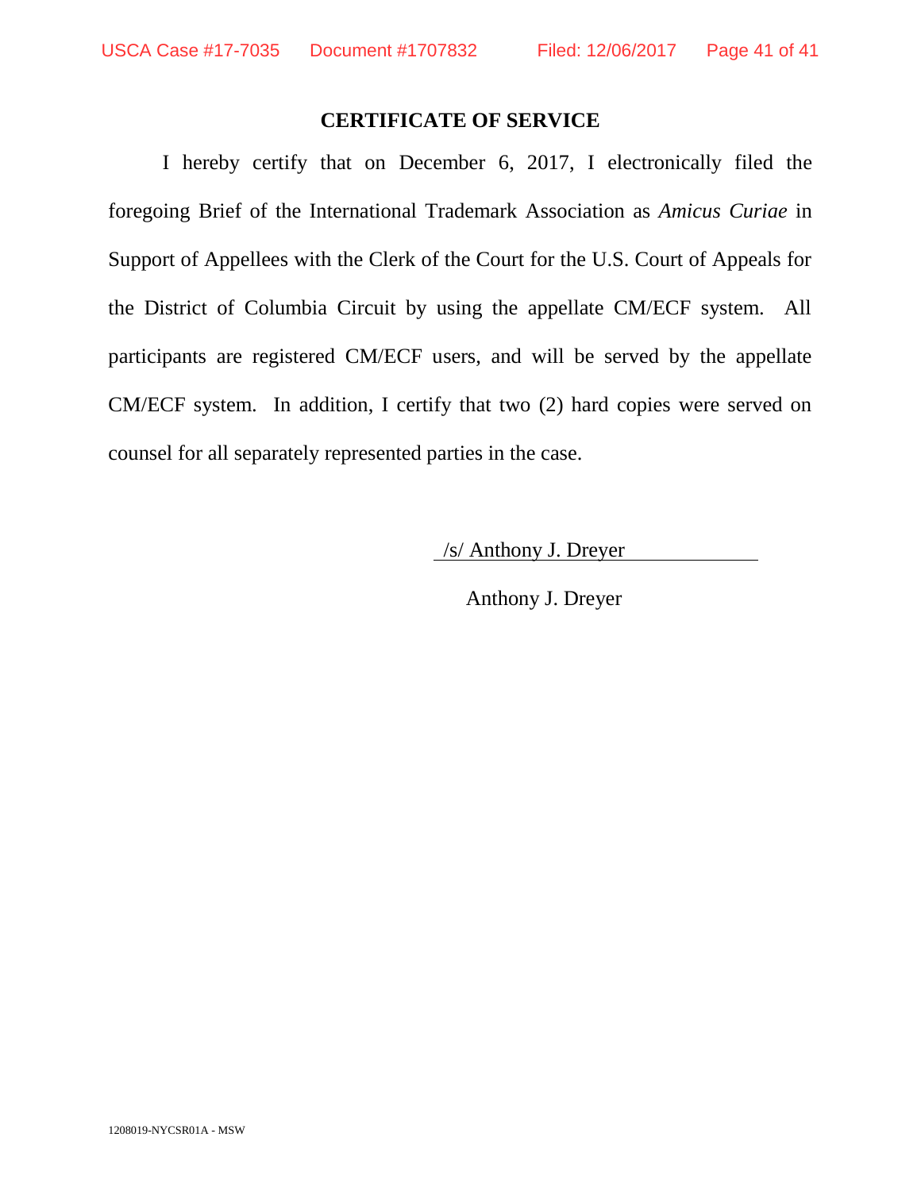## CERTIFICATE OF SERVICE

I hereby certify that on December 6, 2017, I electronically filed the foregoing Brief of the International Trademark Association as *Amicus Curiae* in Support of Appellees with the Clerk of the Court for the U.S. Court of Appeals for the District of Columbia Circuit by using the appellate CM/ECF system. All participants are registered CM/ECF users, and will be served by the appellate CM/ECF system. In addition, I certify that two (2) hard copies were served on counsel for all separately represented parties in the case.

/s/ Anthony J. Dreyer

Anthony J. Dreyer

1208019-NYCSR01A - MSW